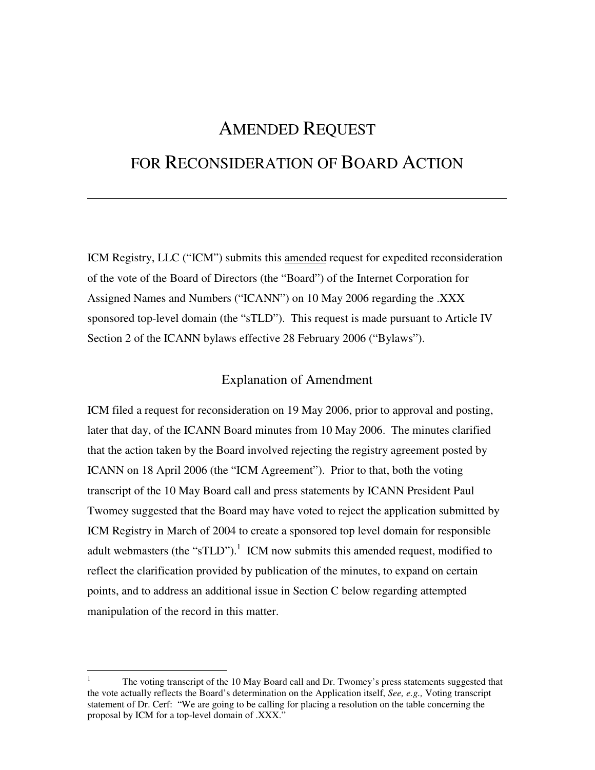# AMENDED REQUEST FOR RECONSIDERATION OF BOARD ACTION

---

ICM Registry, LLC ("ICM") submits this amended request for expedited reconsideration of the vote of the Board of Directors (the "Board") of the Internet Corporation for Assigned Names and Numbers ("ICANN") on 10 May 2006 regarding the .XXX sponsored top-level domain (the "sTLD"). This request is made pursuant to Article IV Section 2 of the ICANN bylaws effective 28 February 2006 ("Bylaws").

## Explanation of Amendment

ICM filed a request for reconsideration on 19 May 2006, prior to approval and posting, later that day, of the ICANN Board minutes from 10 May 2006. The minutes clarified that the action taken by the Board involved rejecting the registry agreement posted by ICANN on 18 April 2006 (the "ICM Agreement"). Prior to that, both the voting transcript of the 10 May Board call and press statements by ICANN President Paul Twomey suggested that the Board may have voted to reject the application submitted by ICM Registry in March of 2004 to create a sponsored top level domain for responsible adult webmasters (the "sTLD").[1] ICM now submits this amended request, modified to reflect the clarification provided by publication of the minutes, to expand on certain points, and to address an additional issue in Section C below regarding attempted manipulation of the record in this matter.

---

[1] The voting transcript of the 10 May Board call and Dr. Twomey's press statements suggested that the vote actually reflects the Board's determination on the Application itself, *See, e.g.,* Voting transcript statement of Dr. Cerf: "We are going to be calling for placing a resolution on the table concerning the proposal by ICM for a top-level domain of .XXX."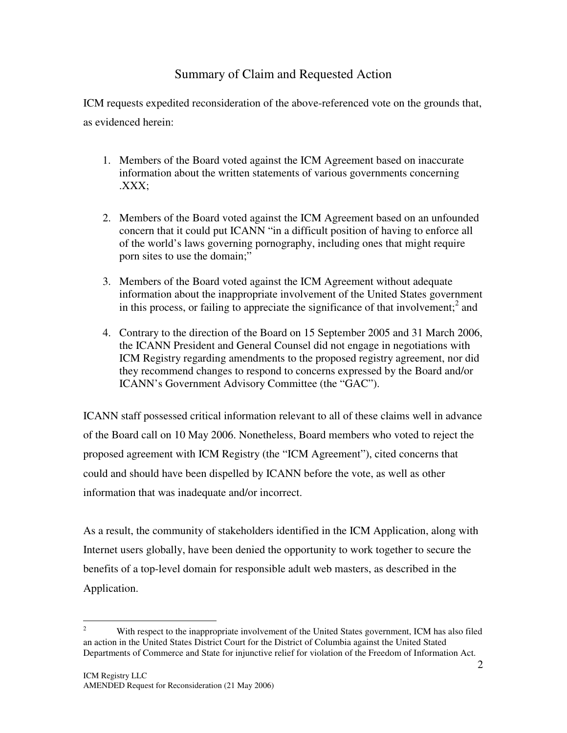## Summary of Claim and Requested Action

ICM requests expedited reconsideration of the above-referenced vote on the grounds that, as evidenced herein:

1. Members of the Board voted against the ICM Agreement based on inaccurate information about the written statements of various governments concerning .XXX;

2. Members of the Board voted against the ICM Agreement based on an unfounded concern that it could put ICANN "in a difficult position of having to enforce all of the world's laws governing pornography, including ones that might require porn sites to use the domain;"

3. Members of the Board voted against the ICM Agreement without adequate information about the inappropriate involvement of the United States government in this process, or failing to appreciate the significance of that involvement;[2] and

4. Contrary to the direction of the Board on 15 September 2005 and 31 March 2006, the ICANN President and General Counsel did not engage in negotiations with ICM Registry regarding amendments to the proposed registry agreement, nor did they recommend changes to respond to concerns expressed by the Board and/or ICANN's Government Advisory Committee (the "GAC").

ICANN staff possessed critical information relevant to all of these claims well in advance of the Board call on 10 May 2006. Nonetheless, Board members who voted to reject the proposed agreement with ICM Registry (the "ICM Agreement"), cited concerns that could and should have been dispelled by ICANN before the vote, as well as other information that was inadequate and/or incorrect.

As a result, the community of stakeholders identified in the ICM Application, along with Internet users globally, have been denied the opportunity to work together to secure the benefits of a top-level domain for responsible adult web masters, as described in the Application.

---

[2] With respect to the inappropriate involvement of the United States government, ICM has also filed an action in the United States District Court for the District of Columbia against the United Stated Departments of Commerce and State for injunctive relief for violation of the Freedom of Information Act.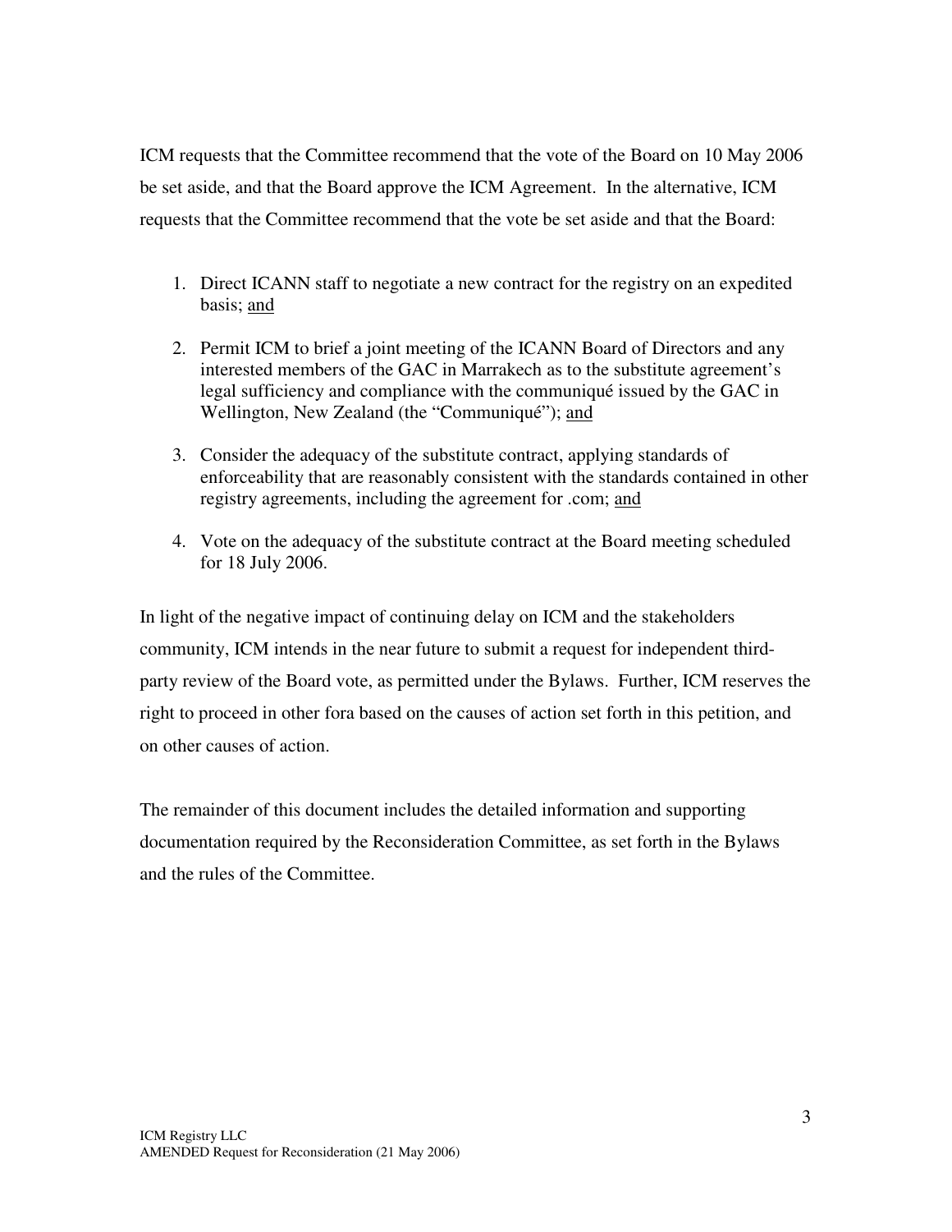ICM requests that the Committee recommend that the vote of the Board on 10 May 2006 be set aside, and that the Board approve the ICM Agreement. In the alternative, ICM requests that the Committee recommend that the vote be set aside and that the Board:

1. Direct ICANN staff to negotiate a new contract for the registry on an expedited basis; <u>and</u>
2. Permit ICM to brief a joint meeting of the ICANN Board of Directors and any interested members of the GAC in Marrakech as to the substitute agreement's legal sufficiency and compliance with the communiqué issued by the GAC in Wellington, New Zealand (the "Communiqué"); <u>and</u>
3. Consider the adequacy of the substitute contract, applying standards of enforceability that are reasonably consistent with the standards contained in other registry agreements, including the agreement for .com; <u>and</u>
4. Vote on the adequacy of the substitute contract at the Board meeting scheduled for 18 July 2006.

In light of the negative impact of continuing delay on ICM and the stakeholders community, ICM intends in the near future to submit a request for independent third-party review of the Board vote, as permitted under the Bylaws. Further, ICM reserves the right to proceed in other fora based on the causes of action set forth in this petition, and on other causes of action.

The remainder of this document includes the detailed information and supporting documentation required by the Reconsideration Committee, as set forth in the Bylaws and the rules of the Committee.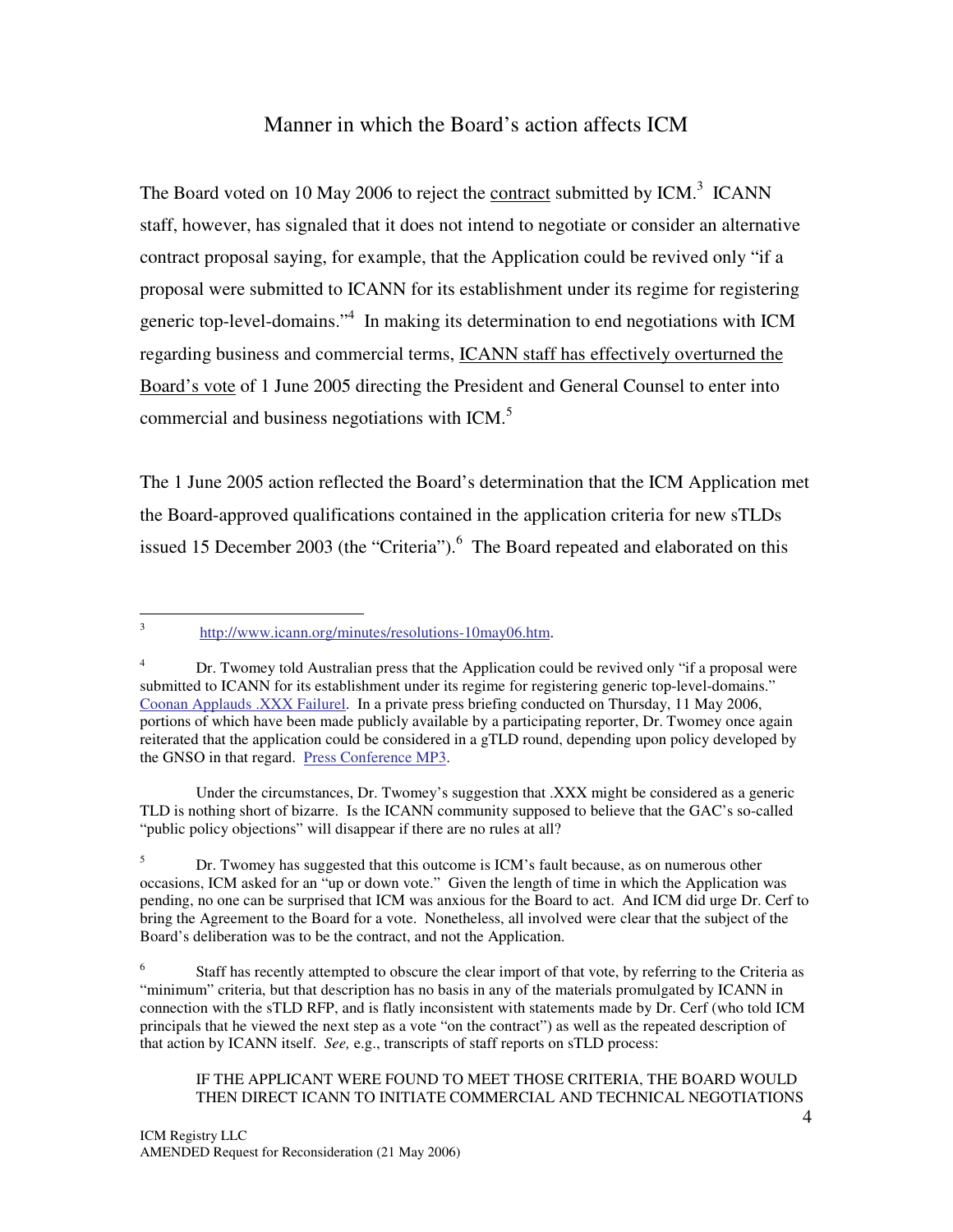## Manner in which the Board's action affects ICM

The Board voted on 10 May 2006 to reject the contract submitted by ICM.[3] ICANN staff, however, has signaled that it does not intend to negotiate or consider an alternative contract proposal saying, for example, that the Application could be revived only "if a proposal were submitted to ICANN for its establishment under its regime for registering generic top-level-domains."[4] In making its determination to end negotiations with ICM regarding business and commercial terms, ICANN staff has effectively overturned the Board's vote of 1 June 2005 directing the President and General Counsel to enter into commercial and business negotiations with ICM.[5]

The 1 June 2005 action reflected the Board's determination that the ICM Application met the Board-approved qualifications contained in the application criteria for new sTLDs issued 15 December 2003 (the "Criteria").[6] The Board repeated and elaborated on this

---

[3] http://www.icann.org/minutes/resolutions-10may06.htm.

[4] Dr. Twomey told Australian press that the Application could be revived only "if a proposal were submitted to ICANN for its establishment under its regime for registering generic top-level-domains." Coonan Applauds .XXX Failurel. In a private press briefing conducted on Thursday, 11 May 2006, portions of which have been made publicly available by a participating reporter, Dr. Twomey once again reiterated that the application could be considered in a gTLD round, depending upon policy developed by the GNSO in that regard. Press Conference MP3.

Under the circumstances, Dr. Twomey's suggestion that .XXX might be considered as a generic TLD is nothing short of bizarre. Is the ICANN community supposed to believe that the GAC's so-called "public policy objections" will disappear if there are no rules at all?

[5] Dr. Twomey has suggested that this outcome is ICM's fault because, as on numerous other occasions, ICM asked for an "up or down vote." Given the length of time in which the Application was pending, no one can be surprised that ICM was anxious for the Board to act. And ICM did urge Dr. Cerf to bring the Agreement to the Board for a vote. Nonetheless, all involved were clear that the subject of the Board's deliberation was to be the contract, and not the Application.

[6] Staff has recently attempted to obscure the clear import of that vote, by referring to the Criteria as "minimum" criteria, but that description has no basis in any of the materials promulgated by ICANN in connection with the sTLD RFP, and is flatly inconsistent with statements made by Dr. Cerf (who told ICM principals that he viewed the next step as a vote "on the contract") as well as the repeated description of that action by ICANN itself. *See,* e.g., transcripts of staff reports on sTLD process:

> IF THE APPLICANT WERE FOUND TO MEET THOSE CRITERIA, THE BOARD WOULD THEN DIRECT ICANN TO INITIATE COMMERCIAL AND TECHNICAL NEGOTIATIONS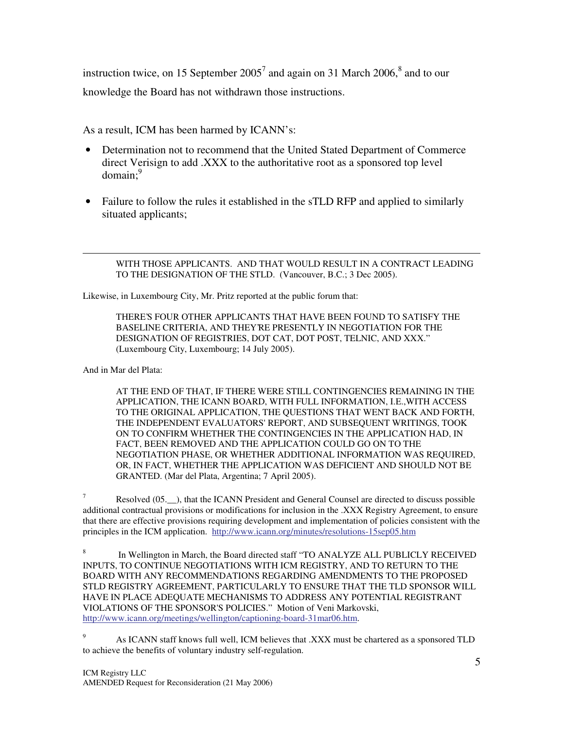instruction twice, on 15 September 2005[7] and again on 31 March 2006,[8] and to our knowledge the Board has not withdrawn those instructions.

As a result, ICM has been harmed by ICANN's:

- Determination not to recommend that the United Stated Department of Commerce direct Verisign to add .XXX to the authoritative root as a sponsored top level domain;[9]
- Failure to follow the rules it established in the sTLD RFP and applied to similarly situated applicants;

---

> WITH THOSE APPLICANTS. AND THAT WOULD RESULT IN A CONTRACT LEADING TO THE DESIGNATION OF THE STLD. (Vancouver, B.C.; 3 Dec 2005).

Likewise, in Luxembourg City, Mr. Pritz reported at the public forum that:

> THERE'S FOUR OTHER APPLICANTS THAT HAVE BEEN FOUND TO SATISFY THE BASELINE CRITERIA, AND THEY'RE PRESENTLY IN NEGOTIATION FOR THE DESIGNATION OF REGISTRIES, DOT CAT, DOT POST, TELNIC, AND XXX." (Luxembourg City, Luxembourg; 14 July 2005).

And in Mar del Plata:

> AT THE END OF THAT, IF THERE WERE STILL CONTINGENCIES REMAINING IN THE APPLICATION, THE ICANN BOARD, WITH FULL INFORMATION, I.E.,WITH ACCESS TO THE ORIGINAL APPLICATION, THE QUESTIONS THAT WENT BACK AND FORTH, THE INDEPENDENT EVALUATORS' REPORT, AND SUBSEQUENT WRITINGS, TOOK ON TO CONFIRM WHETHER THE CONTINGENCIES IN THE APPLICATION HAD, IN FACT, BEEN REMOVED AND THE APPLICATION COULD GO ON TO THE NEGOTIATION PHASE, OR WHETHER ADDITIONAL INFORMATION WAS REQUIRED, OR, IN FACT, WHETHER THE APPLICATION WAS DEFICIENT AND SHOULD NOT BE GRANTED. (Mar del Plata, Argentina; 7 April 2005).

[7] Resolved (05.__), that the ICANN President and General Counsel are directed to discuss possible additional contractual provisions or modifications for inclusion in the .XXX Registry Agreement, to ensure that there are effective provisions requiring development and implementation of policies consistent with the principles in the ICM application. http://www.icann.org/minutes/resolutions-15sep05.htm

[8] In Wellington in March, the Board directed staff "TO ANALYZE ALL PUBLICLY RECEIVED INPUTS, TO CONTINUE NEGOTIATIONS WITH ICM REGISTRY, AND TO RETURN TO THE BOARD WITH ANY RECOMMENDATIONS REGARDING AMENDMENTS TO THE PROPOSED STLD REGISTRY AGREEMENT, PARTICULARLY TO ENSURE THAT THE TLD SPONSOR WILL HAVE IN PLACE ADEQUATE MECHANISMS TO ADDRESS ANY POTENTIAL REGISTRANT VIOLATIONS OF THE SPONSOR'S POLICIES." Motion of Veni Markovski, http://www.icann.org/meetings/wellington/captioning-board-31mar06.htm.

[9] As ICANN staff knows full well, ICM believes that .XXX must be chartered as a sponsored TLD to achieve the benefits of voluntary industry self-regulation.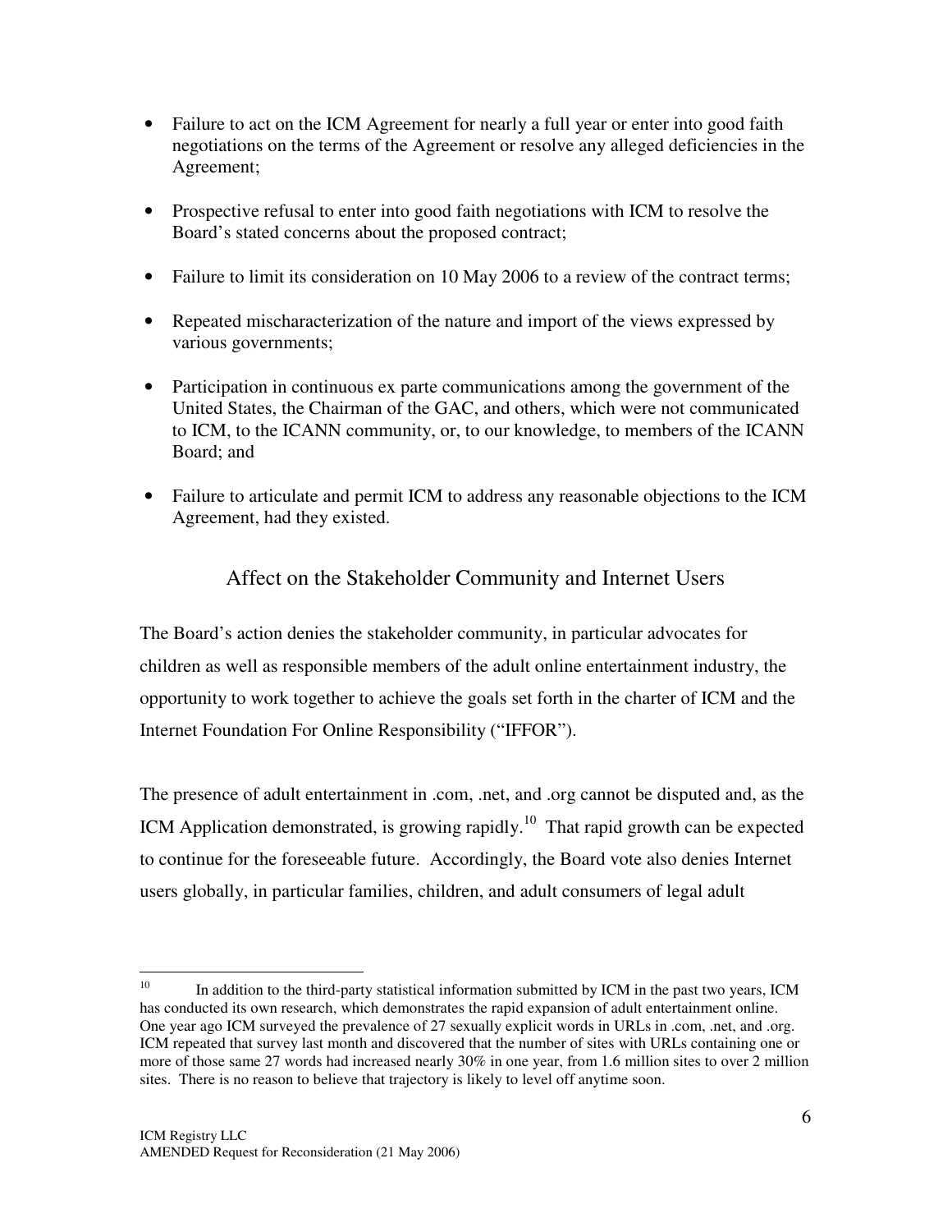- Failure to act on the ICM Agreement for nearly a full year or enter into good faith negotiations on the terms of the Agreement or resolve any alleged deficiencies in the Agreement;
- Prospective refusal to enter into good faith negotiations with ICM to resolve the Board's stated concerns about the proposed contract;
- Failure to limit its consideration on 10 May 2006 to a review of the contract terms;
- Repeated mischaracterization of the nature and import of the views expressed by various governments;
- Participation in continuous ex parte communications among the government of the United States, the Chairman of the GAC, and others, which were not communicated to ICM, to the ICANN community, or, to our knowledge, to members of the ICANN Board; and
- Failure to articulate and permit ICM to address any reasonable objections to the ICM Agreement, had they existed.

## Affect on the Stakeholder Community and Internet Users

The Board's action denies the stakeholder community, in particular advocates for children as well as responsible members of the adult online entertainment industry, the opportunity to work together to achieve the goals set forth in the charter of ICM and the Internet Foundation For Online Responsibility ("IFFOR").

The presence of adult entertainment in .com, .net, and .org cannot be disputed and, as the ICM Application demonstrated, is growing rapidly.[10] That rapid growth can be expected to continue for the foreseeable future. Accordingly, the Board vote also denies Internet users globally, in particular families, children, and adult consumers of legal adult

[10] In addition to the third-party statistical information submitted by ICM in the past two years, ICM has conducted its own research, which demonstrates the rapid expansion of adult entertainment online. One year ago ICM surveyed the prevalence of 27 sexually explicit words in URLs in .com, .net, and .org. ICM repeated that survey last month and discovered that the number of sites with URLs containing one or more of those same 27 words had increased nearly 30% in one year, from 1.6 million sites to over 2 million sites. There is no reason to believe that trajectory is likely to level off anytime soon.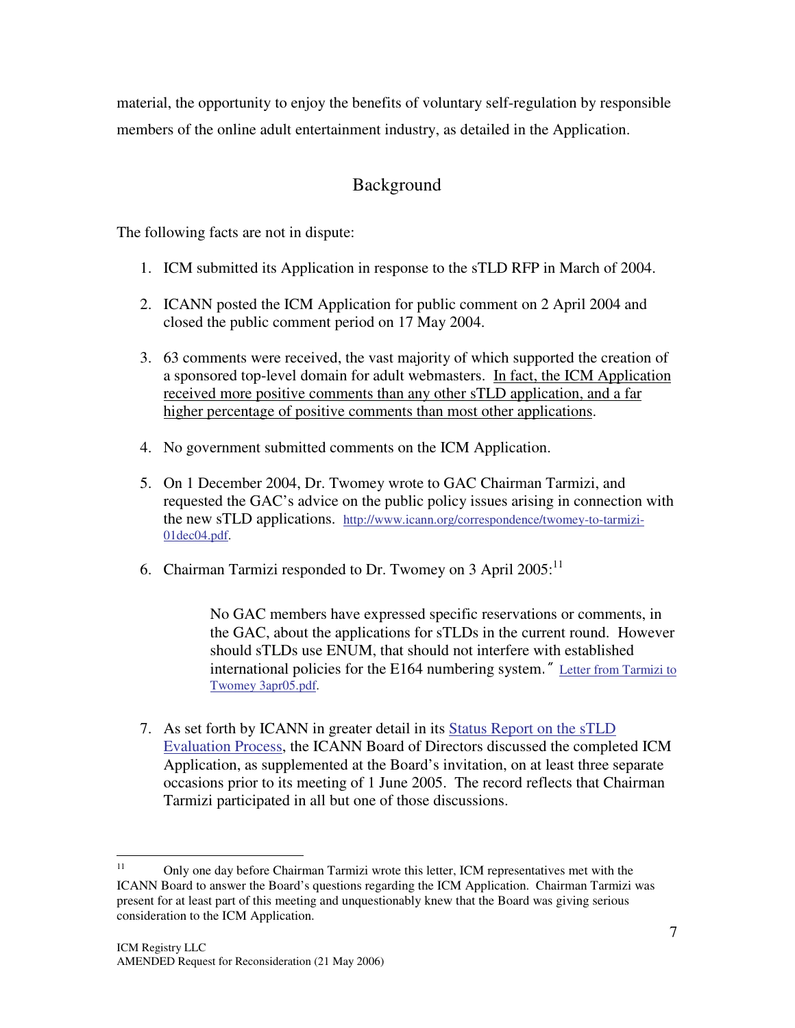material, the opportunity to enjoy the benefits of voluntary self-regulation by responsible members of the online adult entertainment industry, as detailed in the Application.

## Background

The following facts are not in dispute:

1. ICM submitted its Application in response to the sTLD RFP in March of 2004.

2. ICANN posted the ICM Application for public comment on 2 April 2004 and closed the public comment period on 17 May 2004.

3. 63 comments were received, the vast majority of which supported the creation of a sponsored top-level domain for adult webmasters. <u>In fact, the ICM Application received more positive comments than any other sTLD application, and a far higher percentage of positive comments than most other applications</u>.

4. No government submitted comments on the ICM Application.

5. On 1 December 2004, Dr. Twomey wrote to GAC Chairman Tarmizi, and requested the GAC's advice on the public policy issues arising in connection with the new sTLD applications. http://www.icann.org/correspondence/twomey-to-tarmizi-01dec04.pdf.

6. Chairman Tarmizi responded to Dr. Twomey on 3 April 2005:[11]

   > No GAC members have expressed specific reservations or comments, in the GAC, about the applications for sTLDs in the current round. However should sTLDs use ENUM, that should not interfere with established international policies for the E164 numbering system." Letter from Tarmizi to Twomey 3apr05.pdf.

7. As set forth by ICANN in greater detail in its Status Report on the sTLD Evaluation Process, the ICANN Board of Directors discussed the completed ICM Application, as supplemented at the Board's invitation, on at least three separate occasions prior to its meeting of 1 June 2005. The record reflects that Chairman Tarmizi participated in all but one of those discussions.

---

[11] Only one day before Chairman Tarmizi wrote this letter, ICM representatives met with the ICANN Board to answer the Board's questions regarding the ICM Application. Chairman Tarmizi was present for at least part of this meeting and unquestionably knew that the Board was giving serious consideration to the ICM Application.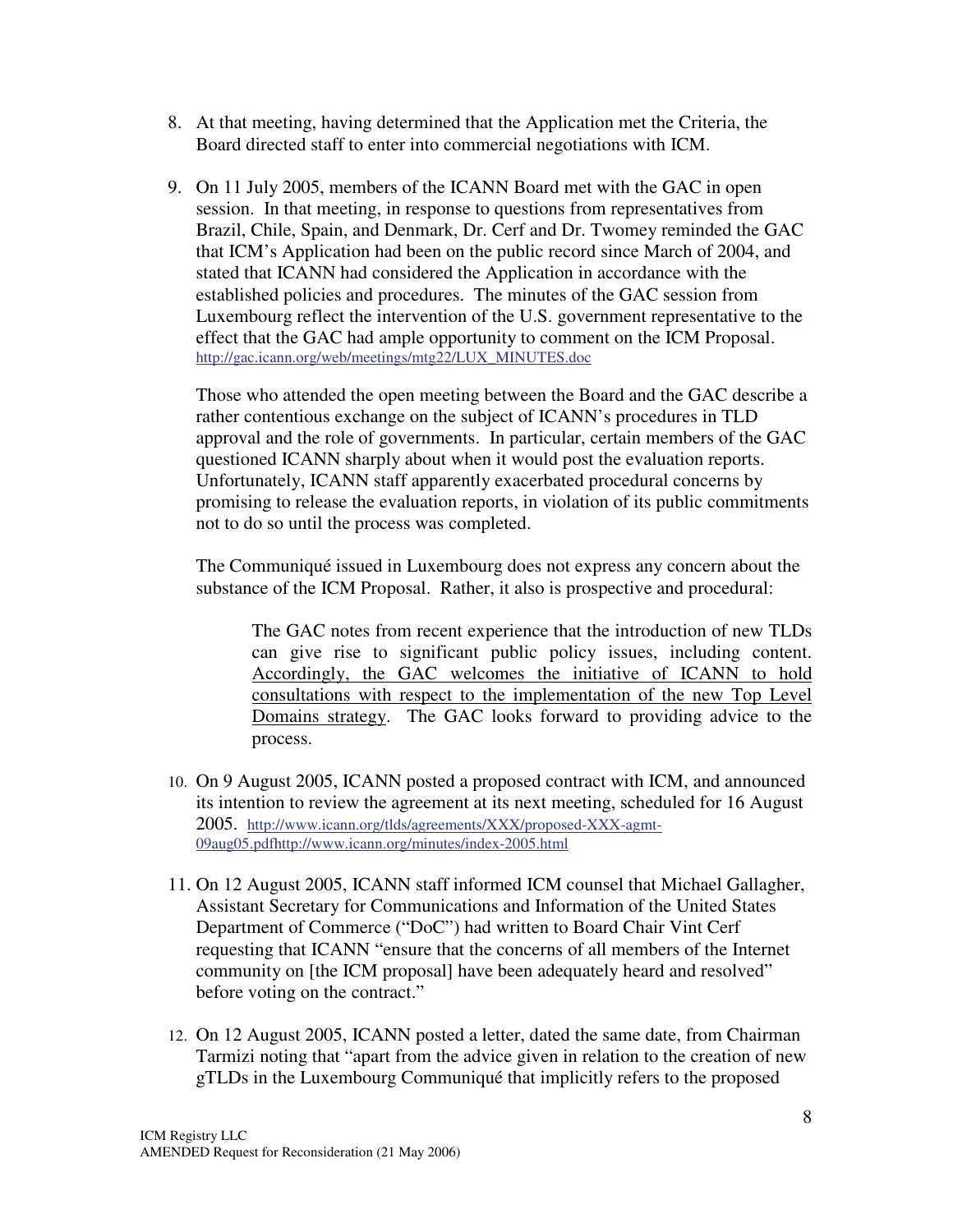8. At that meeting, having determined that the Application met the Criteria, the Board directed staff to enter into commercial negotiations with ICM.

9. On 11 July 2005, members of the ICANN Board met with the GAC in open session. In that meeting, in response to questions from representatives from Brazil, Chile, Spain, and Denmark, Dr. Cerf and Dr. Twomey reminded the GAC that ICM's Application had been on the public record since March of 2004, and stated that ICANN had considered the Application in accordance with the established policies and procedures. The minutes of the GAC session from Luxembourg reflect the intervention of the U.S. government representative to the effect that the GAC had ample opportunity to comment on the ICM Proposal. http://gac.icann.org/web/meetings/mtg22/LUX_MINUTES.doc

   Those who attended the open meeting between the Board and the GAC describe a rather contentious exchange on the subject of ICANN's procedures in TLD approval and the role of governments. In particular, certain members of the GAC questioned ICANN sharply about when it would post the evaluation reports. Unfortunately, ICANN staff apparently exacerbated procedural concerns by promising to release the evaluation reports, in violation of its public commitments not to do so until the process was completed.

   The Communiqué issued in Luxembourg does not express any concern about the substance of the ICM Proposal. Rather, it also is prospective and procedural:

   > The GAC notes from recent experience that the introduction of new TLDs can give rise to significant public policy issues, including content. <u>Accordingly, the GAC welcomes the initiative of ICANN to hold consultations with respect to the implementation of the new Top Level Domains strategy</u>. The GAC looks forward to providing advice to the process.

10. On 9 August 2005, ICANN posted a proposed contract with ICM, and announced its intention to review the agreement at its next meeting, scheduled for 16 August 2005. http://www.icann.org/tlds/agreements/XXX/proposed-XXX-agmt-09aug05.pdfhttp://www.icann.org/minutes/index-2005.html

11. On 12 August 2005, ICANN staff informed ICM counsel that Michael Gallagher, Assistant Secretary for Communications and Information of the United States Department of Commerce ("DoC") had written to Board Chair Vint Cerf requesting that ICANN "ensure that the concerns of all members of the Internet community on [the ICM proposal] have been adequately heard and resolved" before voting on the contract."

12. On 12 August 2005, ICANN posted a letter, dated the same date, from Chairman Tarmizi noting that "apart from the advice given in relation to the creation of new gTLDs in the Luxembourg Communiqué that implicitly refers to the proposed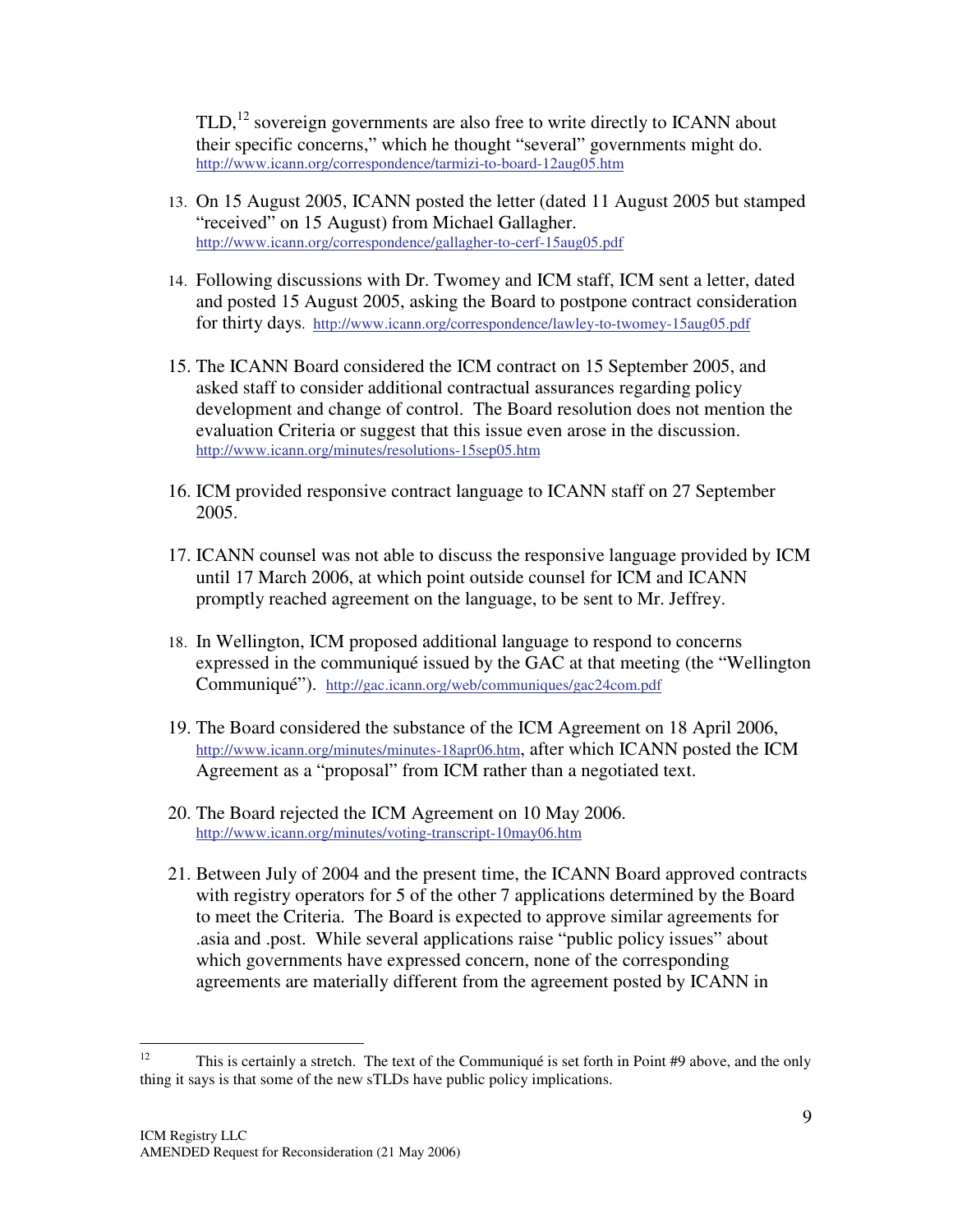TLD,[12] sovereign governments are also free to write directly to ICANN about their specific concerns," which he thought "several" governments might do. http://www.icann.org/correspondence/tarmizi-to-board-12aug05.htm

13. On 15 August 2005, ICANN posted the letter (dated 11 August 2005 but stamped "received" on 15 August) from Michael Gallagher. http://www.icann.org/correspondence/gallagher-to-cerf-15aug05.pdf

14. Following discussions with Dr. Twomey and ICM staff, ICM sent a letter, dated and posted 15 August 2005, asking the Board to postpone contract consideration for thirty days. http://www.icann.org/correspondence/lawley-to-twomey-15aug05.pdf

15. The ICANN Board considered the ICM contract on 15 September 2005, and asked staff to consider additional contractual assurances regarding policy development and change of control. The Board resolution does not mention the evaluation Criteria or suggest that this issue even arose in the discussion. http://www.icann.org/minutes/resolutions-15sep05.htm

16. ICM provided responsive contract language to ICANN staff on 27 September 2005.

17. ICANN counsel was not able to discuss the responsive language provided by ICM until 17 March 2006, at which point outside counsel for ICM and ICANN promptly reached agreement on the language, to be sent to Mr. Jeffrey.

18. In Wellington, ICM proposed additional language to respond to concerns expressed in the communiqué issued by the GAC at that meeting (the "Wellington Communiqué"). http://gac.icann.org/web/communiques/gac24com.pdf

19. The Board considered the substance of the ICM Agreement on 18 April 2006, http://www.icann.org/minutes/minutes-18apr06.htm, after which ICANN posted the ICM Agreement as a "proposal" from ICM rather than a negotiated text.

20. The Board rejected the ICM Agreement on 10 May 2006. http://www.icann.org/minutes/voting-transcript-10may06.htm

21. Between July of 2004 and the present time, the ICANN Board approved contracts with registry operators for 5 of the other 7 applications determined by the Board to meet the Criteria. The Board is expected to approve similar agreements for .asia and .post. While several applications raise "public policy issues" about which governments have expressed concern, none of the corresponding agreements are materially different from the agreement posted by ICANN in

---

[12] This is certainly a stretch. The text of the Communiqué is set forth in Point #9 above, and the only thing it says is that some of the new sTLDs have public policy implications.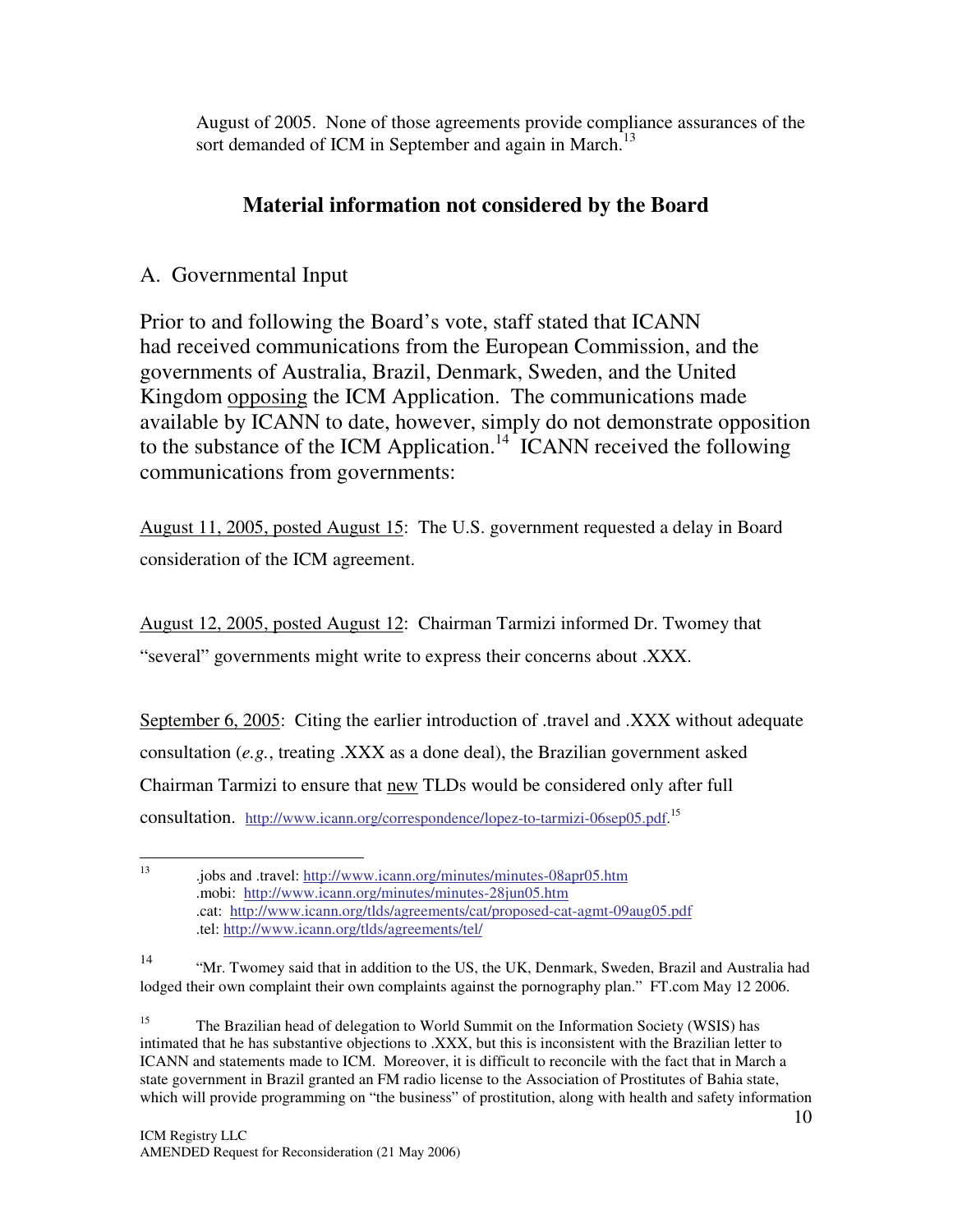August of 2005. None of those agreements provide compliance assurances of the sort demanded of ICM in September and again in March.[13]

## Material information not considered by the Board

### A. Governmental Input

Prior to and following the Board's vote, staff stated that ICANN had received communications from the European Commission, and the governments of Australia, Brazil, Denmark, Sweden, and the United Kingdom opposing the ICM Application. The communications made available by ICANN to date, however, simply do not demonstrate opposition to the substance of the ICM Application.[14] ICANN received the following communications from governments:

August 11, 2005, posted August 15: The U.S. government requested a delay in Board consideration of the ICM agreement.

August 12, 2005, posted August 12: Chairman Tarmizi informed Dr. Twomey that "several" governments might write to express their concerns about .XXX.

September 6, 2005: Citing the earlier introduction of .travel and .XXX without adequate consultation (*e.g.*, treating .XXX as a done deal), the Brazilian government asked Chairman Tarmizi to ensure that new TLDs would be considered only after full consultation. http://www.icann.org/correspondence/lopez-to-tarmizi-06sep05.pdf.[15]

---

[13] .jobs and .travel: http://www.icann.org/minutes/minutes-08apr05.htm
.mobi: http://www.icann.org/minutes/minutes-28jun05.htm
.cat: http://www.icann.org/tlds/agreements/cat/proposed-cat-agmt-09aug05.pdf
.tel: http://www.icann.org/tlds/agreements/tel/

[14] "Mr. Twomey said that in addition to the US, the UK, Denmark, Sweden, Brazil and Australia had lodged their own complaint their own complaints against the pornography plan." FT.com May 12 2006.

[15] The Brazilian head of delegation to World Summit on the Information Society (WSIS) has intimated that he has substantive objections to .XXX, but this is inconsistent with the Brazilian letter to ICANN and statements made to ICM. Moreover, it is difficult to reconcile with the fact that in March a state government in Brazil granted an FM radio license to the Association of Prostitutes of Bahia state, which will provide programming on "the business" of prostitution, along with health and safety information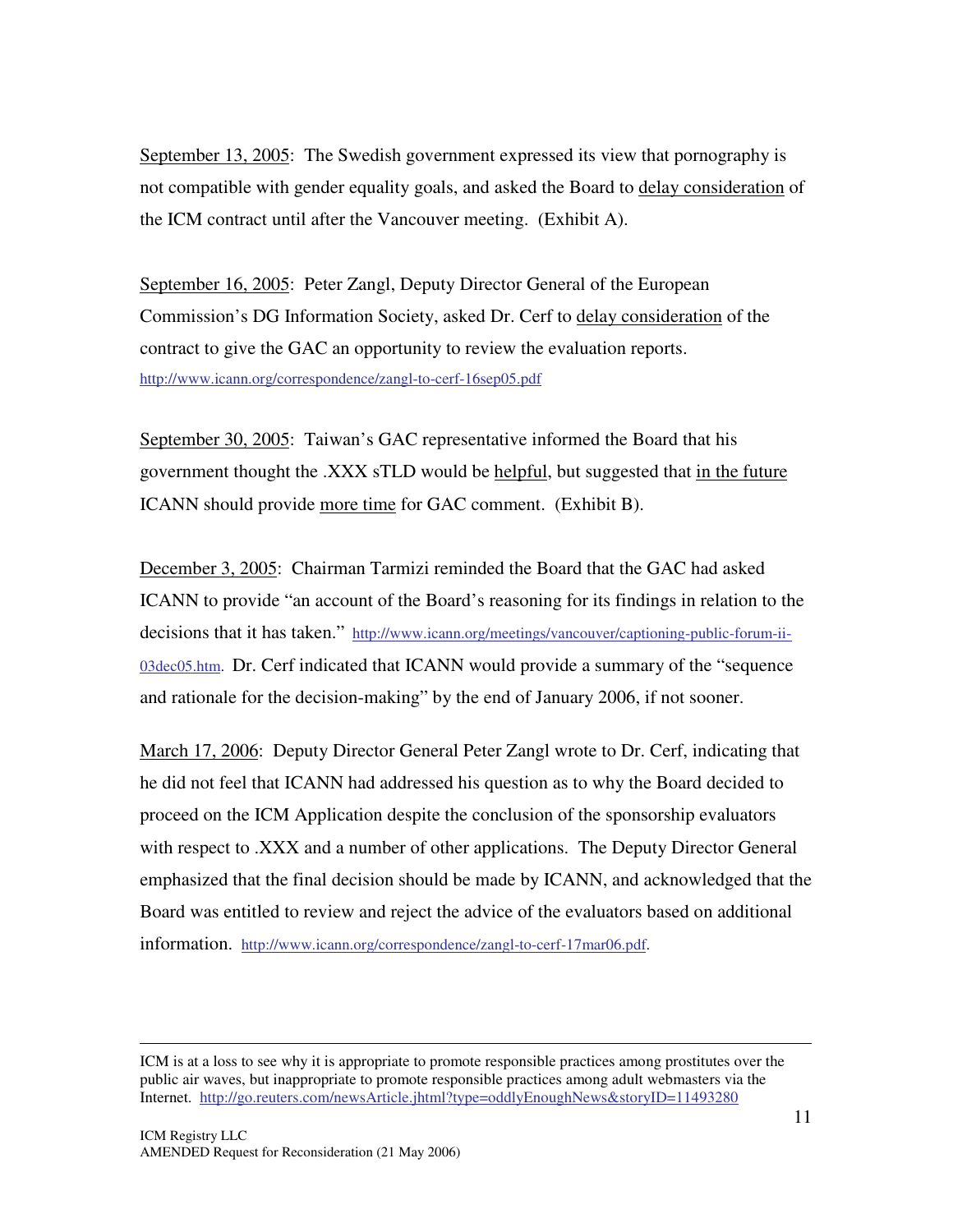September 13, 2005: The Swedish government expressed its view that pornography is not compatible with gender equality goals, and asked the Board to delay consideration of the ICM contract until after the Vancouver meeting. (Exhibit A).

September 16, 2005: Peter Zangl, Deputy Director General of the European Commission's DG Information Society, asked Dr. Cerf to delay consideration of the contract to give the GAC an opportunity to review the evaluation reports. http://www.icann.org/correspondence/zangl-to-cerf-16sep05.pdf

September 30, 2005: Taiwan's GAC representative informed the Board that his government thought the .XXX sTLD would be helpful, but suggested that in the future ICANN should provide more time for GAC comment. (Exhibit B).

December 3, 2005: Chairman Tarmizi reminded the Board that the GAC had asked ICANN to provide "an account of the Board's reasoning for its findings in relation to the decisions that it has taken." http://www.icann.org/meetings/vancouver/captioning-public-forum-ii-03dec05.htm. Dr. Cerf indicated that ICANN would provide a summary of the "sequence and rationale for the decision-making" by the end of January 2006, if not sooner.

March 17, 2006: Deputy Director General Peter Zangl wrote to Dr. Cerf, indicating that he did not feel that ICANN had addressed his question as to why the Board decided to proceed on the ICM Application despite the conclusion of the sponsorship evaluators with respect to .XXX and a number of other applications. The Deputy Director General emphasized that the final decision should be made by ICANN, and acknowledged that the Board was entitled to review and reject the advice of the evaluators based on additional information. http://www.icann.org/correspondence/zangl-to-cerf-17mar06.pdf.

---

ICM is at a loss to see why it is appropriate to promote responsible practices among prostitutes over the public air waves, but inappropriate to promote responsible practices among adult webmasters via the Internet. http://go.reuters.com/newsArticle.jhtml?type=oddlyEnoughNews&storyID=11493280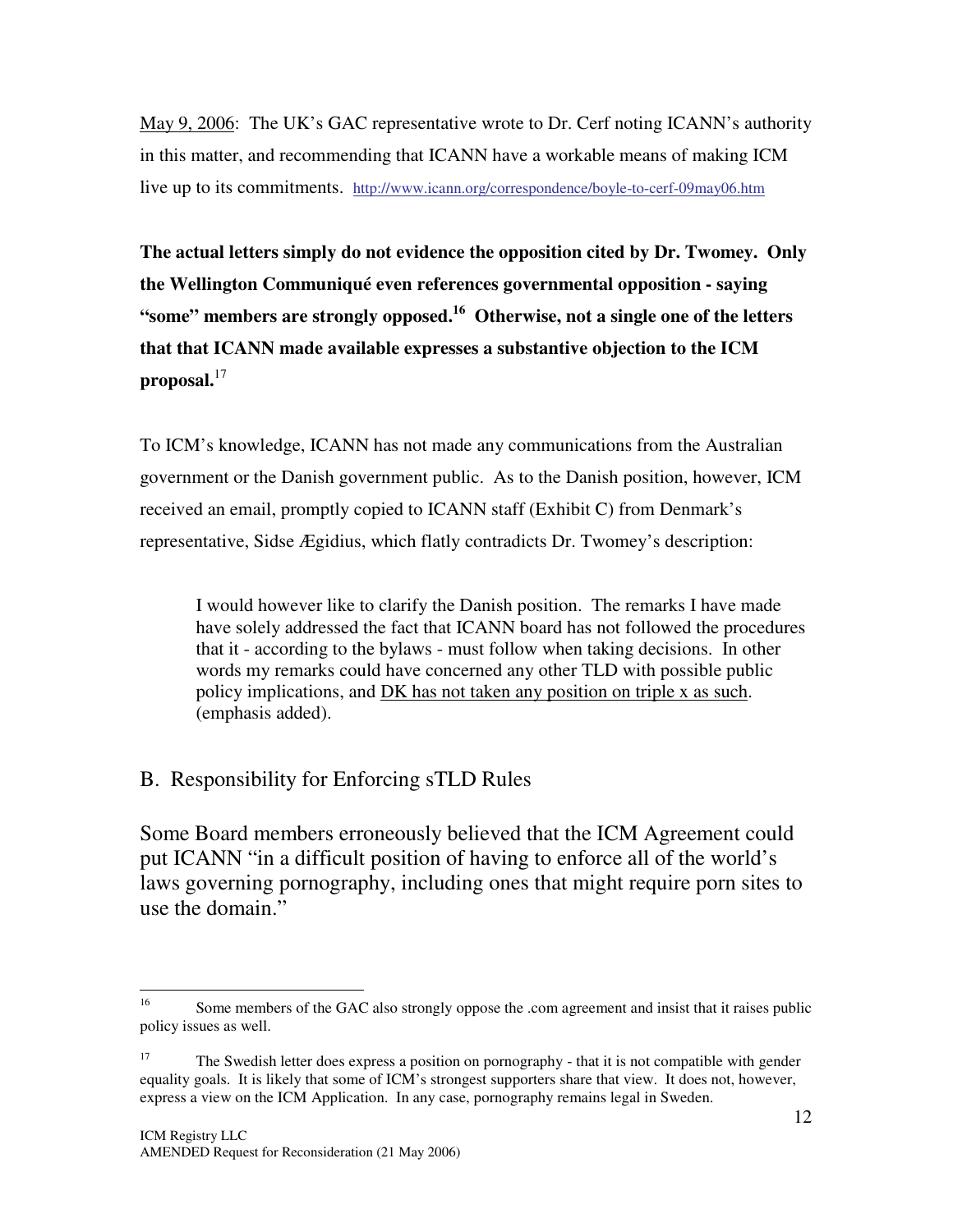May 9, 2006: The UK's GAC representative wrote to Dr. Cerf noting ICANN's authority in this matter, and recommending that ICANN have a workable means of making ICM live up to its commitments. http://www.icann.org/correspondence/boyle-to-cerf-09may06.htm

**The actual letters simply do not evidence the opposition cited by Dr. Twomey. Only the Wellington Communiqué even references governmental opposition - saying "some" members are strongly opposed.[16] Otherwise, not a single one of the letters that that ICANN made available expresses a substantive objection to the ICM proposal.**[17]

To ICM's knowledge, ICANN has not made any communications from the Australian government or the Danish government public. As to the Danish position, however, ICM received an email, promptly copied to ICANN staff (Exhibit C) from Denmark's representative, Sidse Ægidius, which flatly contradicts Dr. Twomey's description:

> I would however like to clarify the Danish position. The remarks I have made have solely addressed the fact that ICANN board has not followed the procedures that it - according to the bylaws - must follow when taking decisions. In other words my remarks could have concerned any other TLD with possible public policy implications, and <u>DK has not taken any position on triple x as such</u>. (emphasis added).

## B. Responsibility for Enforcing sTLD Rules

Some Board members erroneously believed that the ICM Agreement could put ICANN "in a difficult position of having to enforce all of the world's laws governing pornography, including ones that might require porn sites to use the domain."

---

[16] Some members of the GAC also strongly oppose the .com agreement and insist that it raises public policy issues as well.

[17] The Swedish letter does express a position on pornography - that it is not compatible with gender equality goals. It is likely that some of ICM's strongest supporters share that view. It does not, however, express a view on the ICM Application. In any case, pornography remains legal in Sweden.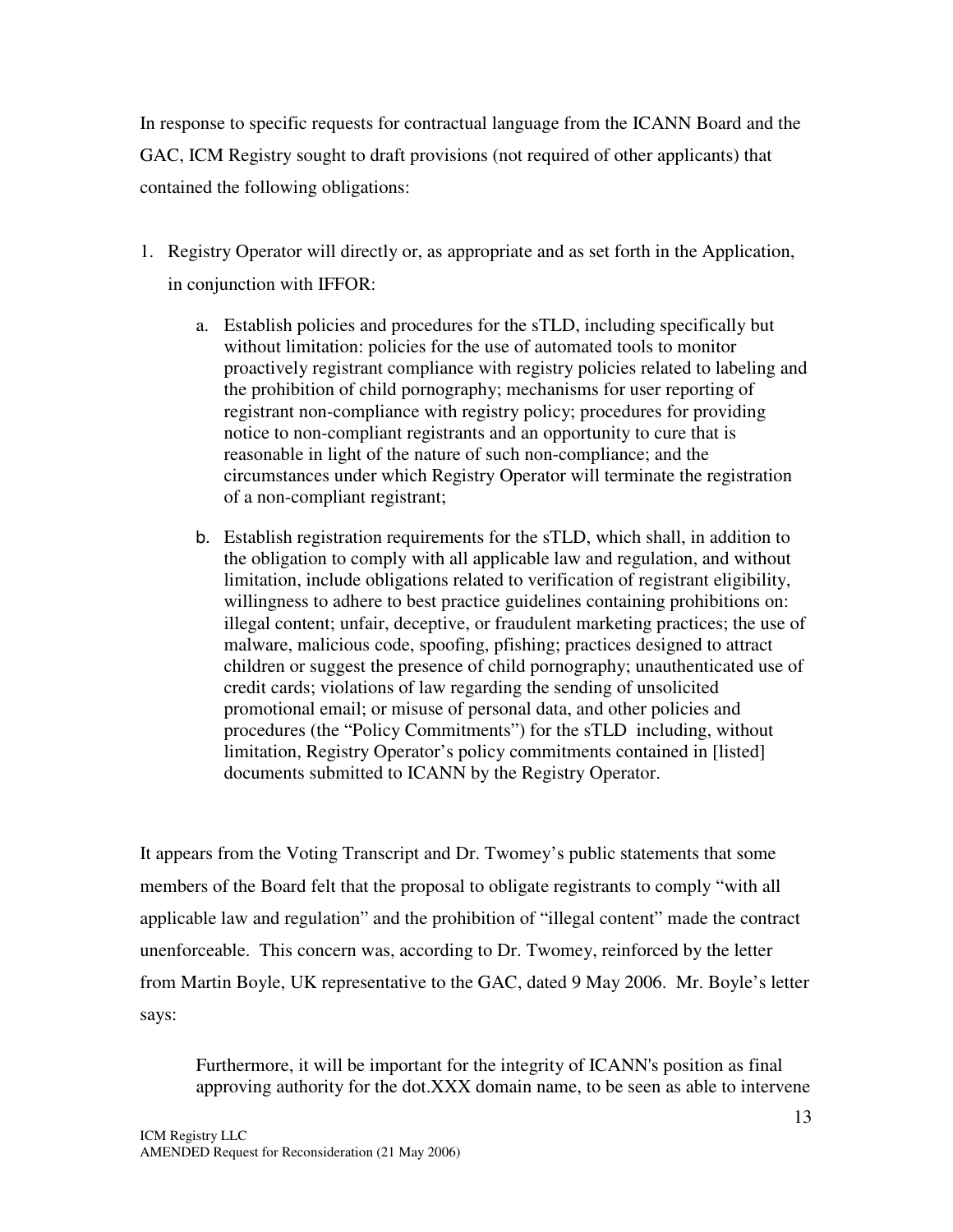In response to specific requests for contractual language from the ICANN Board and the GAC, ICM Registry sought to draft provisions (not required of other applicants) that contained the following obligations:

1. Registry Operator will directly or, as appropriate and as set forth in the Application, in conjunction with IFFOR:

    a. Establish policies and procedures for the sTLD, including specifically but without limitation: policies for the use of automated tools to monitor proactively registrant compliance with registry policies related to labeling and the prohibition of child pornography; mechanisms for user reporting of registrant non-compliance with registry policy; procedures for providing notice to non-compliant registrants and an opportunity to cure that is reasonable in light of the nature of such non-compliance; and the circumstances under which Registry Operator will terminate the registration of a non-compliant registrant;

    b. Establish registration requirements for the sTLD, which shall, in addition to the obligation to comply with all applicable law and regulation, and without limitation, include obligations related to verification of registrant eligibility, willingness to adhere to best practice guidelines containing prohibitions on: illegal content; unfair, deceptive, or fraudulent marketing practices; the use of malware, malicious code, spoofing, pfishing; practices designed to attract children or suggest the presence of child pornography; unauthenticated use of credit cards; violations of law regarding the sending of unsolicited promotional email; or misuse of personal data, and other policies and procedures (the "Policy Commitments") for the sTLD including, without limitation, Registry Operator's policy commitments contained in [listed] documents submitted to ICANN by the Registry Operator.

It appears from the Voting Transcript and Dr. Twomey's public statements that some members of the Board felt that the proposal to obligate registrants to comply "with all applicable law and regulation" and the prohibition of "illegal content" made the contract unenforceable. This concern was, according to Dr. Twomey, reinforced by the letter from Martin Boyle, UK representative to the GAC, dated 9 May 2006. Mr. Boyle's letter says:

> Furthermore, it will be important for the integrity of ICANN's position as final approving authority for the dot.XXX domain name, to be seen as able to intervene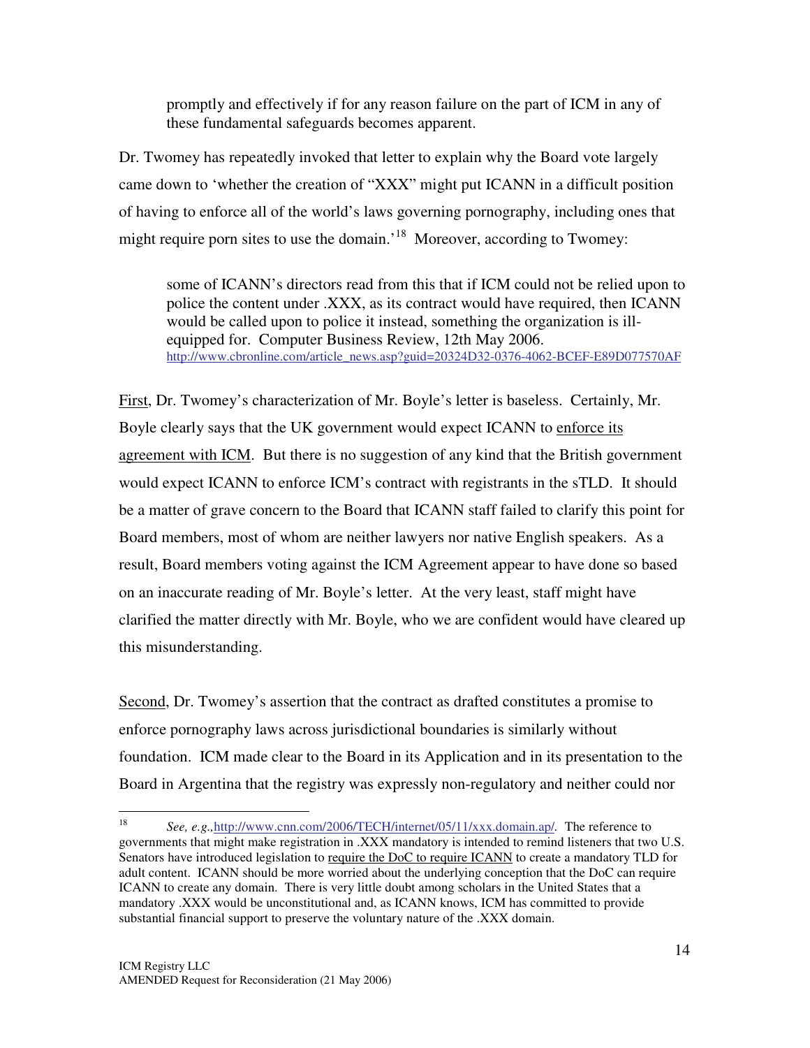> promptly and effectively if for any reason failure on the part of ICM in any of these fundamental safeguards becomes apparent.

Dr. Twomey has repeatedly invoked that letter to explain why the Board vote largely came down to 'whether the creation of "XXX" might put ICANN in a difficult position of having to enforce all of the world's laws governing pornography, including ones that might require porn sites to use the domain.'[18] Moreover, according to Twomey:

> some of ICANN's directors read from this that if ICM could not be relied upon to police the content under .XXX, as its contract would have required, then ICANN would be called upon to police it instead, something the organization is ill-equipped for. Computer Business Review, 12th May 2006. http://www.cbronline.com/article_news.asp?guid=20324D32-0376-4062-BCEF-E89D077570AF

<u>First</u>, Dr. Twomey's characterization of Mr. Boyle's letter is baseless. Certainly, Mr. Boyle clearly says that the UK government would expect ICANN to <u>enforce its agreement with ICM</u>. But there is no suggestion of any kind that the British government would expect ICANN to enforce ICM's contract with registrants in the sTLD. It should be a matter of grave concern to the Board that ICANN staff failed to clarify this point for Board members, most of whom are neither lawyers nor native English speakers. As a result, Board members voting against the ICM Agreement appear to have done so based on an inaccurate reading of Mr. Boyle's letter. At the very least, staff might have clarified the matter directly with Mr. Boyle, who we are confident would have cleared up this misunderstanding.

<u>Second</u>, Dr. Twomey's assertion that the contract as drafted constitutes a promise to enforce pornography laws across jurisdictional boundaries is similarly without foundation. ICM made clear to the Board in its Application and in its presentation to the Board in Argentina that the registry was expressly non-regulatory and neither could nor

---

[18] *See, e.g.,*http://www.cnn.com/2006/TECH/internet/05/11/xxx.domain.ap/. The reference to governments that might make registration in .XXX mandatory is intended to remind listeners that two U.S. Senators have introduced legislation to <u>require the DoC to require ICANN</u> to create a mandatory TLD for adult content. ICANN should be more worried about the underlying conception that the DoC can require ICANN to create any domain. There is very little doubt among scholars in the United States that a mandatory .XXX would be unconstitutional and, as ICANN knows, ICM has committed to provide substantial financial support to preserve the voluntary nature of the .XXX domain.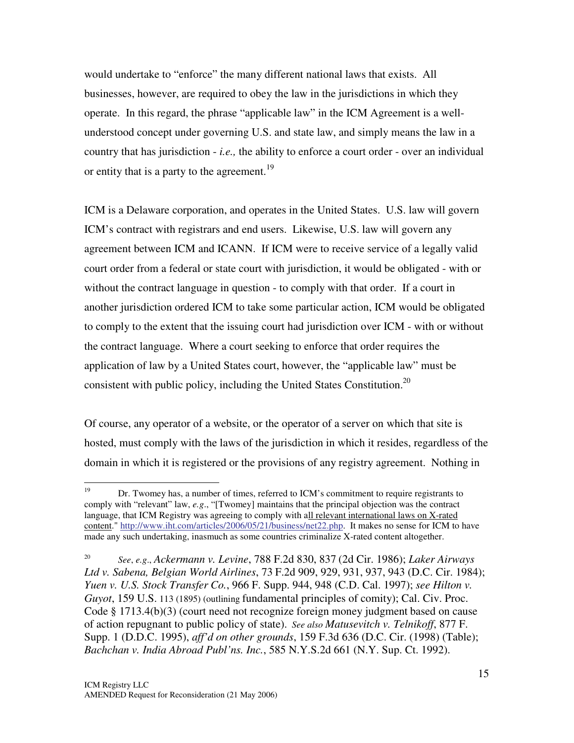would undertake to "enforce" the many different national laws that exists. All businesses, however, are required to obey the law in the jurisdictions in which they operate. In this regard, the phrase "applicable law" in the ICM Agreement is a well-understood concept under governing U.S. and state law, and simply means the law in a country that has jurisdiction - *i.e.,* the ability to enforce a court order - over an individual or entity that is a party to the agreement.[19]

ICM is a Delaware corporation, and operates in the United States. U.S. law will govern ICM's contract with registrars and end users. Likewise, U.S. law will govern any agreement between ICM and ICANN. If ICM were to receive service of a legally valid court order from a federal or state court with jurisdiction, it would be obligated - with or without the contract language in question - to comply with that order. If a court in another jurisdiction ordered ICM to take some particular action, ICM would be obligated to comply to the extent that the issuing court had jurisdiction over ICM - with or without the contract language. Where a court seeking to enforce that order requires the application of law by a United States court, however, the "applicable law" must be consistent with public policy, including the United States Constitution.[20]

Of course, any operator of a website, or the operator of a server on which that site is hosted, must comply with the laws of the jurisdiction in which it resides, regardless of the domain in which it is registered or the provisions of any registry agreement. Nothing in

---

[19] Dr. Twomey has, a number of times, referred to ICM's commitment to require registrants to comply with "relevant" law, *e.g*., "[Twomey] maintains that the principal objection was the contract language, that ICM Registry was agreeing to comply with all relevant international laws on X-rated content." http://www.iht.com/articles/2006/05/21/business/net22.php. It makes no sense for ICM to have made any such undertaking, inasmuch as some countries criminalize X-rated content altogether.

[20] *See*, *e.g*., *Ackermann v. Levine*, 788 F.2d 830, 837 (2d Cir. 1986); *Laker Airways Ltd v. Sabena, Belgian World Airlines*, 73 F.2d 909, 929, 931, 937, 943 (D.C. Cir. 1984); *Yuen v. U.S. Stock Transfer Co.*, 966 F. Supp. 944, 948 (C.D. Cal. 1997); *see Hilton v. Guyot*, 159 U.S. 113 (1895) (outlining fundamental principles of comity); Cal. Civ. Proc. Code § 1713.4(b)(3) (court need not recognize foreign money judgment based on cause of action repugnant to public policy of state). *See also Matusevitch v. Telnikoff*, 877 F. Supp. 1 (D.D.C. 1995), *aff'd on other grounds*, 159 F.3d 636 (D.C. Cir. (1998) (Table); *Bachchan v. India Abroad Publ'ns. Inc.*, 585 N.Y.S.2d 661 (N.Y. Sup. Ct. 1992).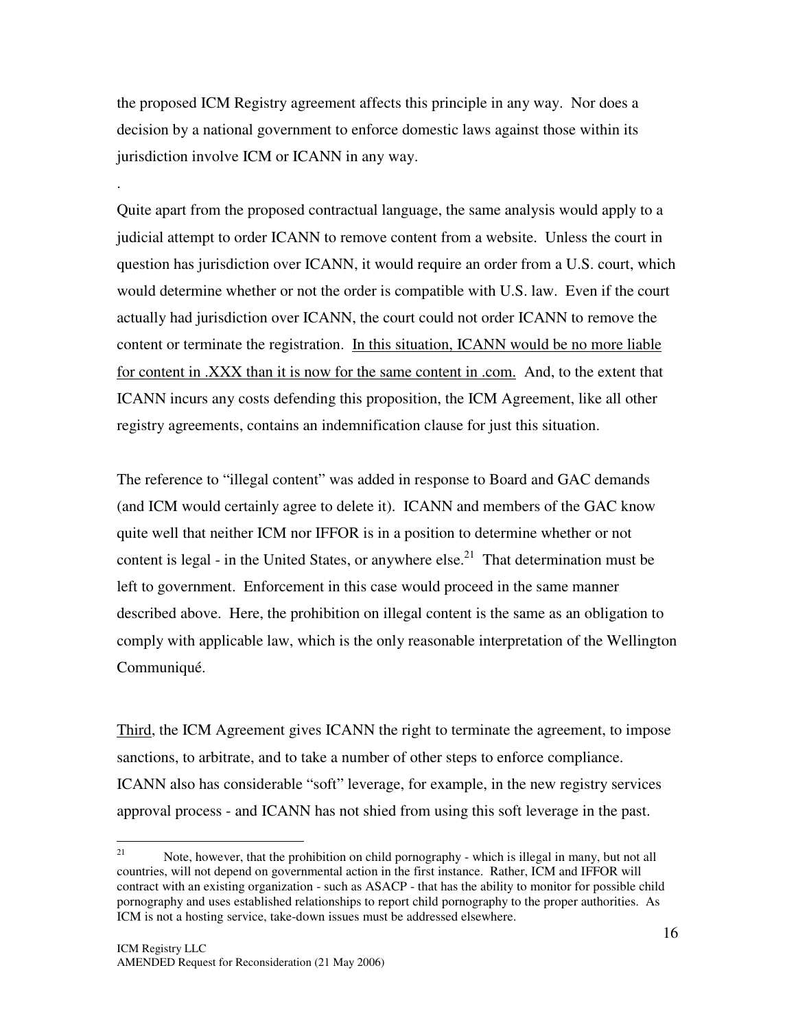the proposed ICM Registry agreement affects this principle in any way. Nor does a decision by a national government to enforce domestic laws against those within its jurisdiction involve ICM or ICANN in any way.

.

Quite apart from the proposed contractual language, the same analysis would apply to a judicial attempt to order ICANN to remove content from a website. Unless the court in question has jurisdiction over ICANN, it would require an order from a U.S. court, which would determine whether or not the order is compatible with U.S. law. Even if the court actually had jurisdiction over ICANN, the court could not order ICANN to remove the content or terminate the registration. <u>In this situation, ICANN would be no more liable for content in .XXX than it is now for the same content in .com.</u> And, to the extent that ICANN incurs any costs defending this proposition, the ICM Agreement, like all other registry agreements, contains an indemnification clause for just this situation.

The reference to "illegal content" was added in response to Board and GAC demands (and ICM would certainly agree to delete it). ICANN and members of the GAC know quite well that neither ICM nor IFFOR is in a position to determine whether or not content is legal - in the United States, or anywhere else.[21] That determination must be left to government. Enforcement in this case would proceed in the same manner described above. Here, the prohibition on illegal content is the same as an obligation to comply with applicable law, which is the only reasonable interpretation of the Wellington Communiqué.

<u>Third</u>, the ICM Agreement gives ICANN the right to terminate the agreement, to impose sanctions, to arbitrate, and to take a number of other steps to enforce compliance. ICANN also has considerable "soft" leverage, for example, in the new registry services approval process - and ICANN has not shied from using this soft leverage in the past.

---

[21] Note, however, that the prohibition on child pornography - which is illegal in many, but not all countries, will not depend on governmental action in the first instance. Rather, ICM and IFFOR will contract with an existing organization - such as ASACP - that has the ability to monitor for possible child pornography and uses established relationships to report child pornography to the proper authorities. As ICM is not a hosting service, take-down issues must be addressed elsewhere.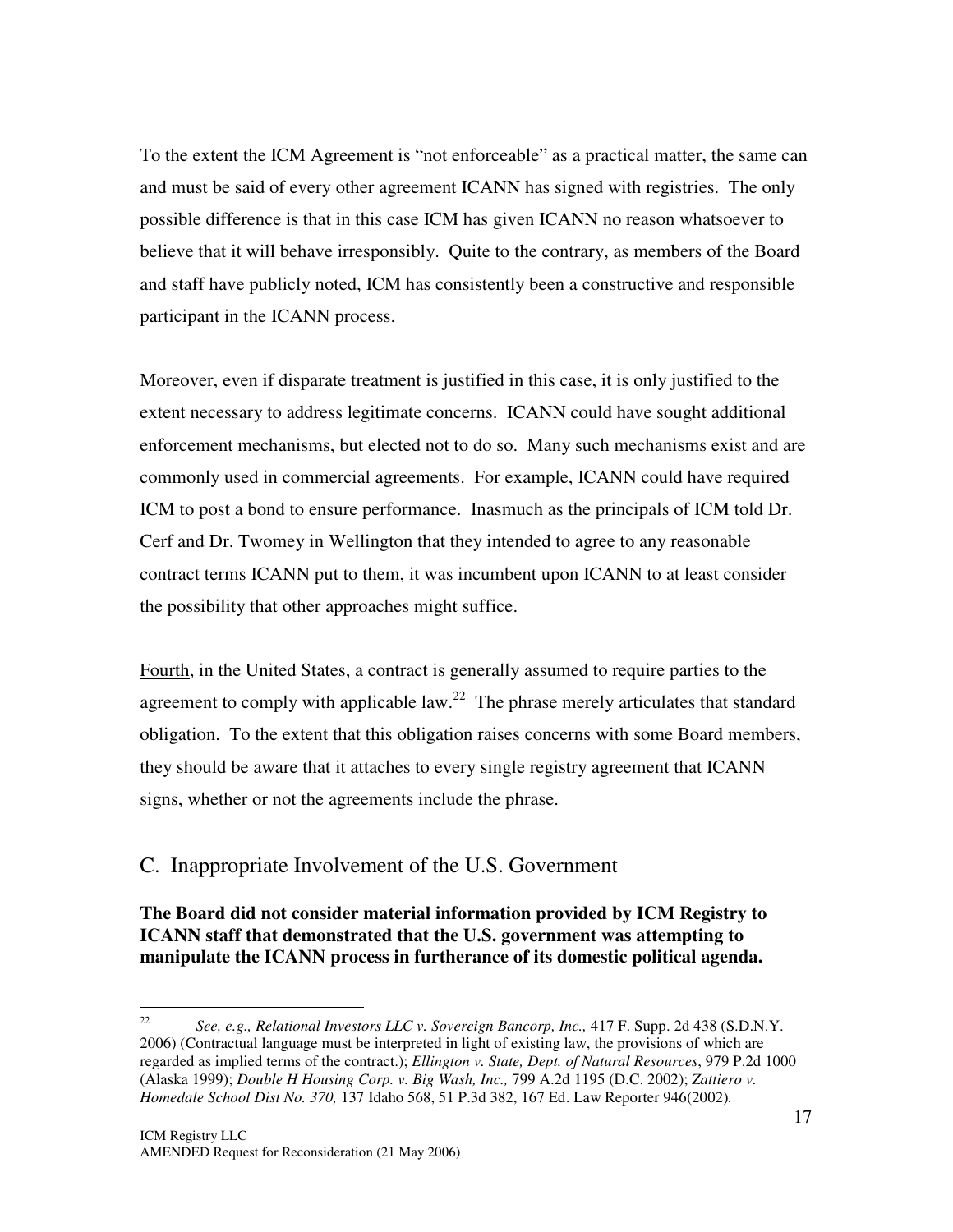To the extent the ICM Agreement is "not enforceable" as a practical matter, the same can and must be said of every other agreement ICANN has signed with registries. The only possible difference is that in this case ICM has given ICANN no reason whatsoever to believe that it will behave irresponsibly. Quite to the contrary, as members of the Board and staff have publicly noted, ICM has consistently been a constructive and responsible participant in the ICANN process.

Moreover, even if disparate treatment is justified in this case, it is only justified to the extent necessary to address legitimate concerns. ICANN could have sought additional enforcement mechanisms, but elected not to do so. Many such mechanisms exist and are commonly used in commercial agreements. For example, ICANN could have required ICM to post a bond to ensure performance. Inasmuch as the principals of ICM told Dr. Cerf and Dr. Twomey in Wellington that they intended to agree to any reasonable contract terms ICANN put to them, it was incumbent upon ICANN to at least consider the possibility that other approaches might suffice.

<u>Fourth</u>, in the United States, a contract is generally assumed to require parties to the agreement to comply with applicable law.[22] The phrase merely articulates that standard obligation. To the extent that this obligation raises concerns with some Board members, they should be aware that it attaches to every single registry agreement that ICANN signs, whether or not the agreements include the phrase.

## C. Inappropriate Involvement of the U.S. Government

**The Board did not consider material information provided by ICM Registry to ICANN staff that demonstrated that the U.S. government was attempting to manipulate the ICANN process in furtherance of its domestic political agenda.**

---

[22] *See, e.g., Relational Investors LLC v. Sovereign Bancorp, Inc.,* 417 F. Supp. 2d 438 (S.D.N.Y. 2006) (Contractual language must be interpreted in light of existing law, the provisions of which are regarded as implied terms of the contract.); *Ellington v. State, Dept. of Natural Resources*, 979 P.2d 1000 (Alaska 1999); *Double H Housing Corp. v. Big Wash, Inc.,* 799 A.2d 1195 (D.C. 2002); *Zattiero v. Homedale School Dist No. 370,* 137 Idaho 568, 51 P.3d 382, 167 Ed. Law Reporter 946(2002).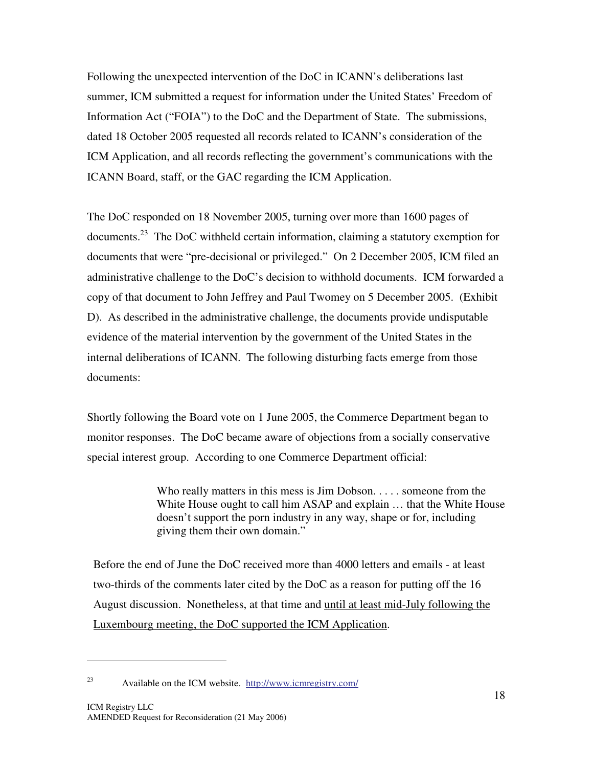Following the unexpected intervention of the DoC in ICANN's deliberations last summer, ICM submitted a request for information under the United States' Freedom of Information Act ("FOIA") to the DoC and the Department of State. The submissions, dated 18 October 2005 requested all records related to ICANN's consideration of the ICM Application, and all records reflecting the government's communications with the ICANN Board, staff, or the GAC regarding the ICM Application.

The DoC responded on 18 November 2005, turning over more than 1600 pages of documents.[23] The DoC withheld certain information, claiming a statutory exemption for documents that were "pre-decisional or privileged." On 2 December 2005, ICM filed an administrative challenge to the DoC's decision to withhold documents. ICM forwarded a copy of that document to John Jeffrey and Paul Twomey on 5 December 2005. (Exhibit D). As described in the administrative challenge, the documents provide undisputable evidence of the material intervention by the government of the United States in the internal deliberations of ICANN. The following disturbing facts emerge from those documents:

Shortly following the Board vote on 1 June 2005, the Commerce Department began to monitor responses. The DoC became aware of objections from a socially conservative special interest group. According to one Commerce Department official:

> Who really matters in this mess is Jim Dobson. . . . . someone from the White House ought to call him ASAP and explain … that the White House doesn't support the porn industry in any way, shape or for, including giving them their own domain."

Before the end of June the DoC received more than 4000 letters and emails - at least two-thirds of the comments later cited by the DoC as a reason for putting off the 16 August discussion. Nonetheless, at that time and <u>until at least mid-July following the Luxembourg meeting, the DoC supported the ICM Application</u>.

---

[23] Available on the ICM website. http://www.icmregistry.com/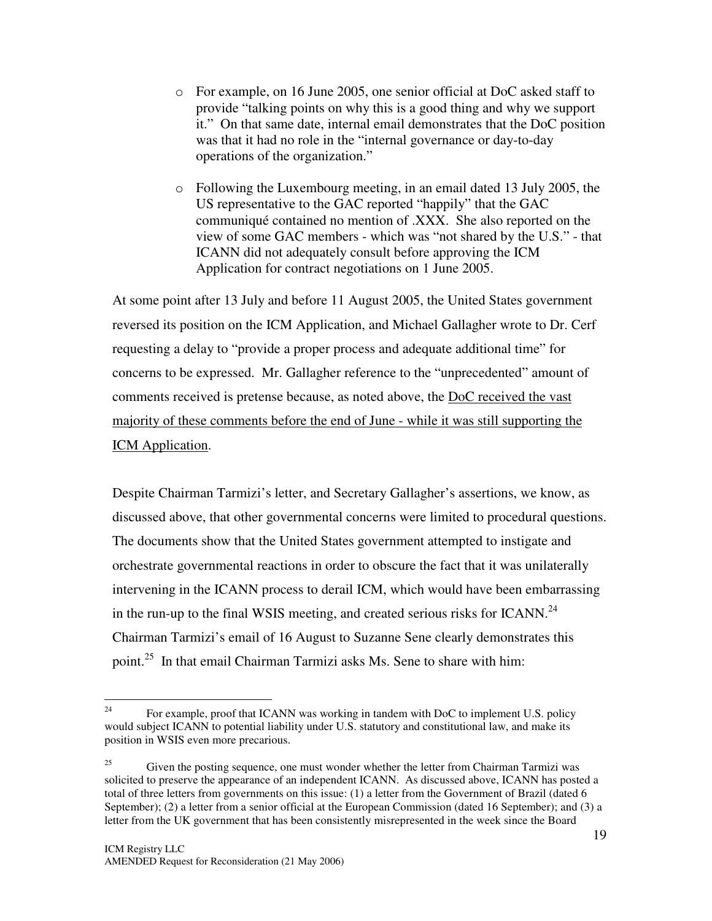- For example, on 16 June 2005, one senior official at DoC asked staff to provide "talking points on why this is a good thing and why we support it." On that same date, internal email demonstrates that the DoC position was that it had no role in the "internal governance or day-to-day operations of the organization."
- Following the Luxembourg meeting, in an email dated 13 July 2005, the US representative to the GAC reported "happily" that the GAC communiqué contained no mention of .XXX. She also reported on the view of some GAC members - which was "not shared by the U.S." - that ICANN did not adequately consult before approving the ICM Application for contract negotiations on 1 June 2005.

At some point after 13 July and before 11 August 2005, the United States government reversed its position on the ICM Application, and Michael Gallagher wrote to Dr. Cerf requesting a delay to "provide a proper process and adequate additional time" for concerns to be expressed. Mr. Gallagher reference to the "unprecedented" amount of comments received is pretense because, as noted above, the <u>DoC received the vast majority of these comments before the end of June - while it was still supporting the ICM Application</u>.

Despite Chairman Tarmizi's letter, and Secretary Gallagher's assertions, we know, as discussed above, that other governmental concerns were limited to procedural questions. The documents show that the United States government attempted to instigate and orchestrate governmental reactions in order to obscure the fact that it was unilaterally intervening in the ICANN process to derail ICM, which would have been embarrassing in the run-up to the final WSIS meeting, and created serious risks for ICANN.[24] Chairman Tarmizi's email of 16 August to Suzanne Sene clearly demonstrates this point.[25] In that email Chairman Tarmizi asks Ms. Sene to share with him:

---

[24] For example, proof that ICANN was working in tandem with DoC to implement U.S. policy would subject ICANN to potential liability under U.S. statutory and constitutional law, and make its position in WSIS even more precarious.

[25] Given the posting sequence, one must wonder whether the letter from Chairman Tarmizi was solicited to preserve the appearance of an independent ICANN. As discussed above, ICANN has posted a total of three letters from governments on this issue: (1) a letter from the Government of Brazil (dated 6 September); (2) a letter from a senior official at the European Commission (dated 16 September); and (3) a letter from the UK government that has been consistently misrepresented in the week since the Board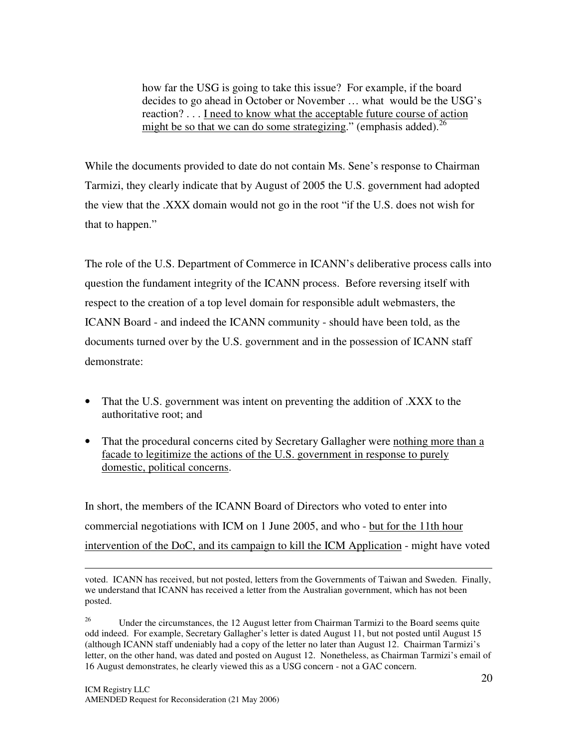> how far the USG is going to take this issue? For example, if the board decides to go ahead in October or November … what would be the USG's reaction? . . . I need to know what the acceptable future course of action might be so that we can do some strategizing." (emphasis added).[26]

While the documents provided to date do not contain Ms. Sene's response to Chairman Tarmizi, they clearly indicate that by August of 2005 the U.S. government had adopted the view that the .XXX domain would not go in the root "if the U.S. does not wish for that to happen."

The role of the U.S. Department of Commerce in ICANN's deliberative process calls into question the fundament integrity of the ICANN process. Before reversing itself with respect to the creation of a top level domain for responsible adult webmasters, the ICANN Board - and indeed the ICANN community - should have been told, as the documents turned over by the U.S. government and in the possession of ICANN staff demonstrate:

- That the U.S. government was intent on preventing the addition of .XXX to the authoritative root; and
- That the procedural concerns cited by Secretary Gallagher were nothing more than a facade to legitimize the actions of the U.S. government in response to purely domestic, political concerns.

In short, the members of the ICANN Board of Directors who voted to enter into commercial negotiations with ICM on 1 June 2005, and who - but for the 11th hour intervention of the DoC, and its campaign to kill the ICM Application - might have voted

---

voted. ICANN has received, but not posted, letters from the Governments of Taiwan and Sweden. Finally, we understand that ICANN has received a letter from the Australian government, which has not been posted.

[26] Under the circumstances, the 12 August letter from Chairman Tarmizi to the Board seems quite odd indeed. For example, Secretary Gallagher's letter is dated August 11, but not posted until August 15 (although ICANN staff undeniably had a copy of the letter no later than August 12. Chairman Tarmizi's letter, on the other hand, was dated and posted on August 12. Nonetheless, as Chairman Tarmizi's email of 16 August demonstrates, he clearly viewed this as a USG concern - not a GAC concern.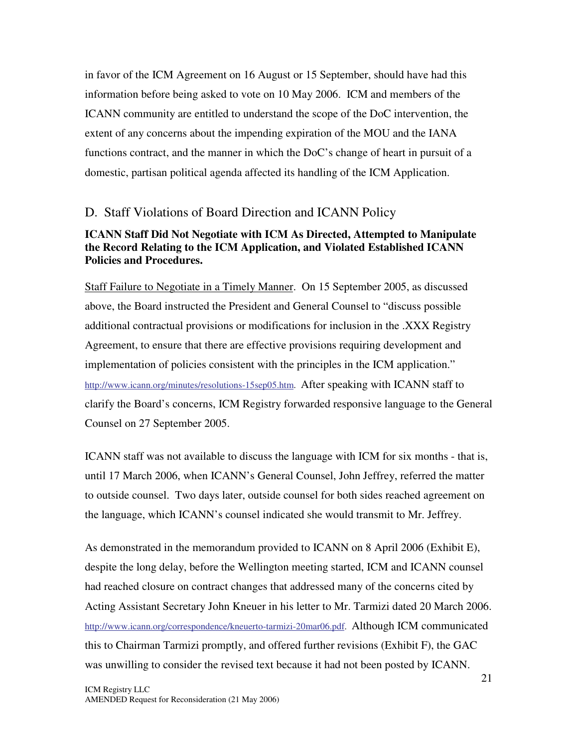in favor of the ICM Agreement on 16 August or 15 September, should have had this information before being asked to vote on 10 May 2006. ICM and members of the ICANN community are entitled to understand the scope of the DoC intervention, the extent of any concerns about the impending expiration of the MOU and the IANA functions contract, and the manner in which the DoC's change of heart in pursuit of a domestic, partisan political agenda affected its handling of the ICM Application.

## D. Staff Violations of Board Direction and ICANN Policy

**ICANN Staff Did Not Negotiate with ICM As Directed, Attempted to Manipulate the Record Relating to the ICM Application, and Violated Established ICANN Policies and Procedures.**

Staff Failure to Negotiate in a Timely Manner. On 15 September 2005, as discussed above, the Board instructed the President and General Counsel to "discuss possible additional contractual provisions or modifications for inclusion in the .XXX Registry Agreement, to ensure that there are effective provisions requiring development and implementation of policies consistent with the principles in the ICM application." http://www.icann.org/minutes/resolutions-15sep05.htm. After speaking with ICANN staff to clarify the Board's concerns, ICM Registry forwarded responsive language to the General Counsel on 27 September 2005.

ICANN staff was not available to discuss the language with ICM for six months - that is, until 17 March 2006, when ICANN's General Counsel, John Jeffrey, referred the matter to outside counsel. Two days later, outside counsel for both sides reached agreement on the language, which ICANN's counsel indicated she would transmit to Mr. Jeffrey.

As demonstrated in the memorandum provided to ICANN on 8 April 2006 (Exhibit E), despite the long delay, before the Wellington meeting started, ICM and ICANN counsel had reached closure on contract changes that addressed many of the concerns cited by Acting Assistant Secretary John Kneuer in his letter to Mr. Tarmizi dated 20 March 2006. http://www.icann.org/correspondence/kneuerto-tarmizi-20mar06.pdf. Although ICM communicated this to Chairman Tarmizi promptly, and offered further revisions (Exhibit F), the GAC was unwilling to consider the revised text because it had not been posted by ICANN.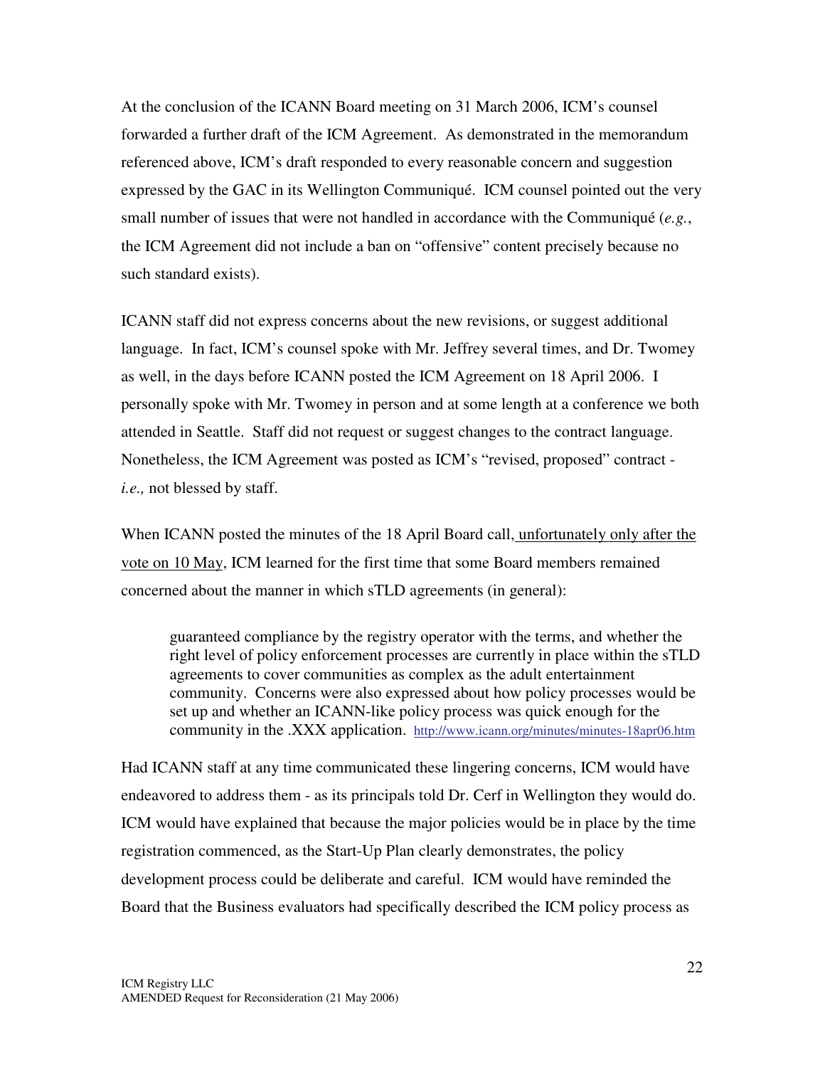At the conclusion of the ICANN Board meeting on 31 March 2006, ICM's counsel forwarded a further draft of the ICM Agreement. As demonstrated in the memorandum referenced above, ICM's draft responded to every reasonable concern and suggestion expressed by the GAC in its Wellington Communiqué. ICM counsel pointed out the very small number of issues that were not handled in accordance with the Communiqué (*e.g.*, the ICM Agreement did not include a ban on "offensive" content precisely because no such standard exists).

ICANN staff did not express concerns about the new revisions, or suggest additional language. In fact, ICM's counsel spoke with Mr. Jeffrey several times, and Dr. Twomey as well, in the days before ICANN posted the ICM Agreement on 18 April 2006. I personally spoke with Mr. Twomey in person and at some length at a conference we both attended in Seattle. Staff did not request or suggest changes to the contract language. Nonetheless, the ICM Agreement was posted as ICM's "revised, proposed" contract - *i.e.,* not blessed by staff.

When ICANN posted the minutes of the 18 April Board call, <u>unfortunately only after the vote on 10 May</u>, ICM learned for the first time that some Board members remained concerned about the manner in which sTLD agreements (in general):

> guaranteed compliance by the registry operator with the terms, and whether the right level of policy enforcement processes are currently in place within the sTLD agreements to cover communities as complex as the adult entertainment community. Concerns were also expressed about how policy processes would be set up and whether an ICANN-like policy process was quick enough for the community in the .XXX application. http://www.icann.org/minutes/minutes-18apr06.htm

Had ICANN staff at any time communicated these lingering concerns, ICM would have endeavored to address them - as its principals told Dr. Cerf in Wellington they would do. ICM would have explained that because the major policies would be in place by the time registration commenced, as the Start-Up Plan clearly demonstrates, the policy development process could be deliberate and careful. ICM would have reminded the Board that the Business evaluators had specifically described the ICM policy process as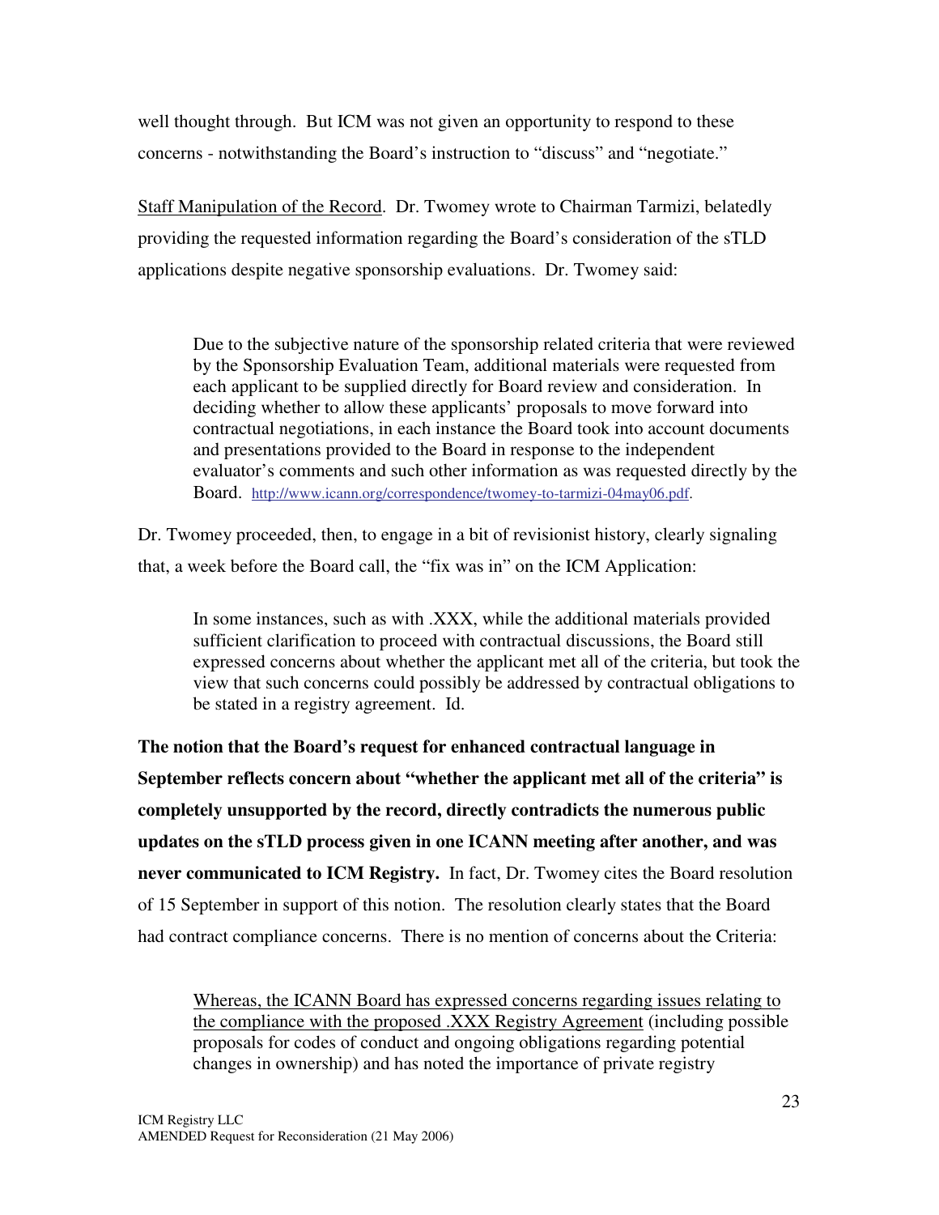well thought through. But ICM was not given an opportunity to respond to these concerns - notwithstanding the Board's instruction to "discuss" and "negotiate."

<u>Staff Manipulation of the Record</u>. Dr. Twomey wrote to Chairman Tarmizi, belatedly providing the requested information regarding the Board's consideration of the sTLD applications despite negative sponsorship evaluations. Dr. Twomey said:

> Due to the subjective nature of the sponsorship related criteria that were reviewed by the Sponsorship Evaluation Team, additional materials were requested from each applicant to be supplied directly for Board review and consideration. In deciding whether to allow these applicants' proposals to move forward into contractual negotiations, in each instance the Board took into account documents and presentations provided to the Board in response to the independent evaluator's comments and such other information as was requested directly by the Board. http://www.icann.org/correspondence/twomey-to-tarmizi-04may06.pdf.

Dr. Twomey proceeded, then, to engage in a bit of revisionist history, clearly signaling that, a week before the Board call, the "fix was in" on the ICM Application:

> In some instances, such as with .XXX, while the additional materials provided sufficient clarification to proceed with contractual discussions, the Board still expressed concerns about whether the applicant met all of the criteria, but took the view that such concerns could possibly be addressed by contractual obligations to be stated in a registry agreement. Id.

**The notion that the Board's request for enhanced contractual language in September reflects concern about "whether the applicant met all of the criteria" is completely unsupported by the record, directly contradicts the numerous public updates on the sTLD process given in one ICANN meeting after another, and was never communicated to ICM Registry.** In fact, Dr. Twomey cites the Board resolution of 15 September in support of this notion. The resolution clearly states that the Board had contract compliance concerns. There is no mention of concerns about the Criteria:

> <u>Whereas, the ICANN Board has expressed concerns regarding issues relating to the compliance with the proposed .XXX Registry Agreement</u> (including possible proposals for codes of conduct and ongoing obligations regarding potential changes in ownership) and has noted the importance of private registry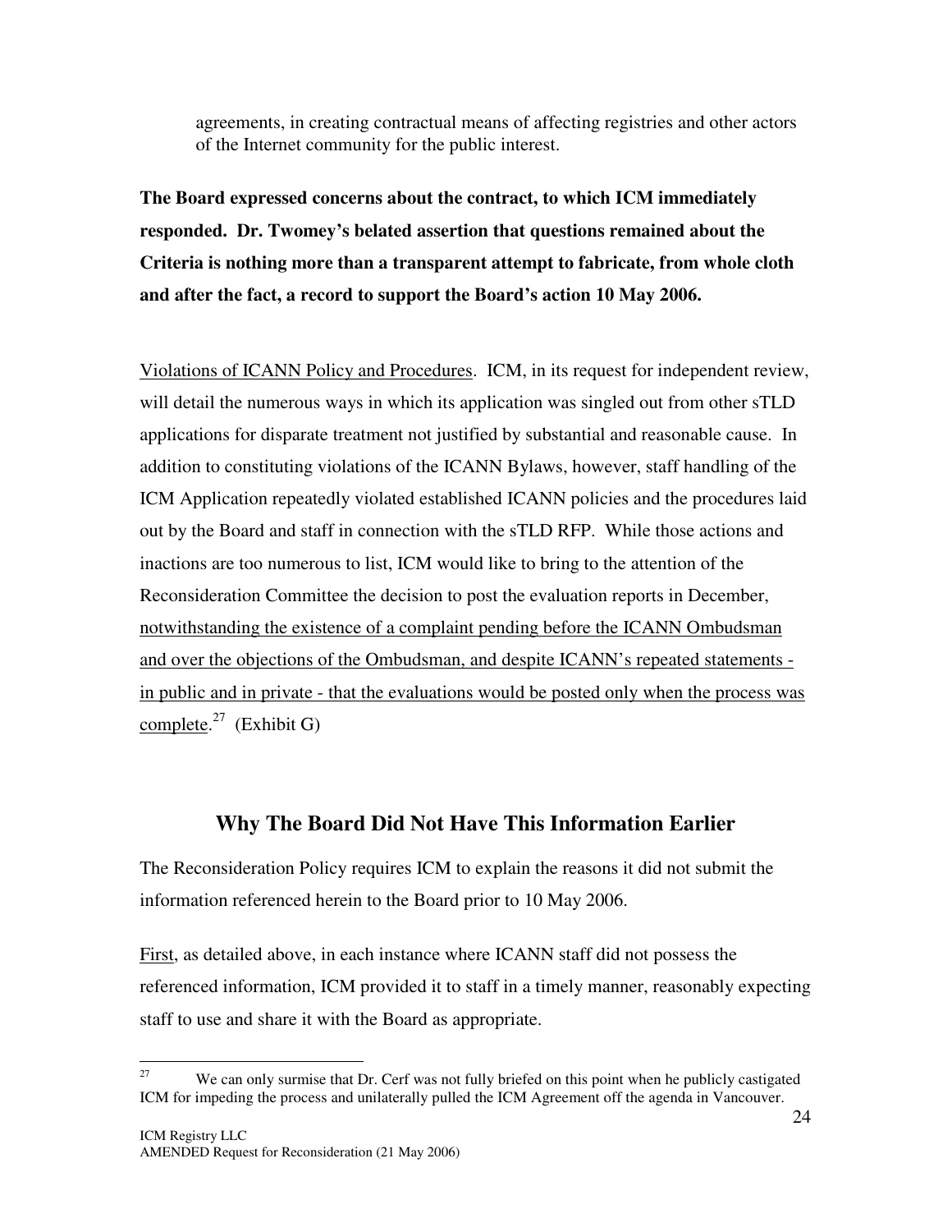agreements, in creating contractual means of affecting registries and other actors of the Internet community for the public interest.

**The Board expressed concerns about the contract, to which ICM immediately responded. Dr. Twomey's belated assertion that questions remained about the Criteria is nothing more than a transparent attempt to fabricate, from whole cloth and after the fact, a record to support the Board's action 10 May 2006.**

<u>Violations of ICANN Policy and Procedures</u>. ICM, in its request for independent review, will detail the numerous ways in which its application was singled out from other sTLD applications for disparate treatment not justified by substantial and reasonable cause. In addition to constituting violations of the ICANN Bylaws, however, staff handling of the ICM Application repeatedly violated established ICANN policies and the procedures laid out by the Board and staff in connection with the sTLD RFP. While those actions and inactions are too numerous to list, ICM would like to bring to the attention of the Reconsideration Committee the decision to post the evaluation reports in December, <u>notwithstanding the existence of a complaint pending before the ICANN Ombudsman and over the objections of the Ombudsman, and despite ICANN's repeated statements - in public and in private - that the evaluations would be posted only when the process was complete</u>.[27] (Exhibit G)

## Why The Board Did Not Have This Information Earlier

The Reconsideration Policy requires ICM to explain the reasons it did not submit the information referenced herein to the Board prior to 10 May 2006.

<u>First</u>, as detailed above, in each instance where ICANN staff did not possess the referenced information, ICM provided it to staff in a timely manner, reasonably expecting staff to use and share it with the Board as appropriate.

[27] We can only surmise that Dr. Cerf was not fully briefed on this point when he publicly castigated ICM for impeding the process and unilaterally pulled the ICM Agreement off the agenda in Vancouver.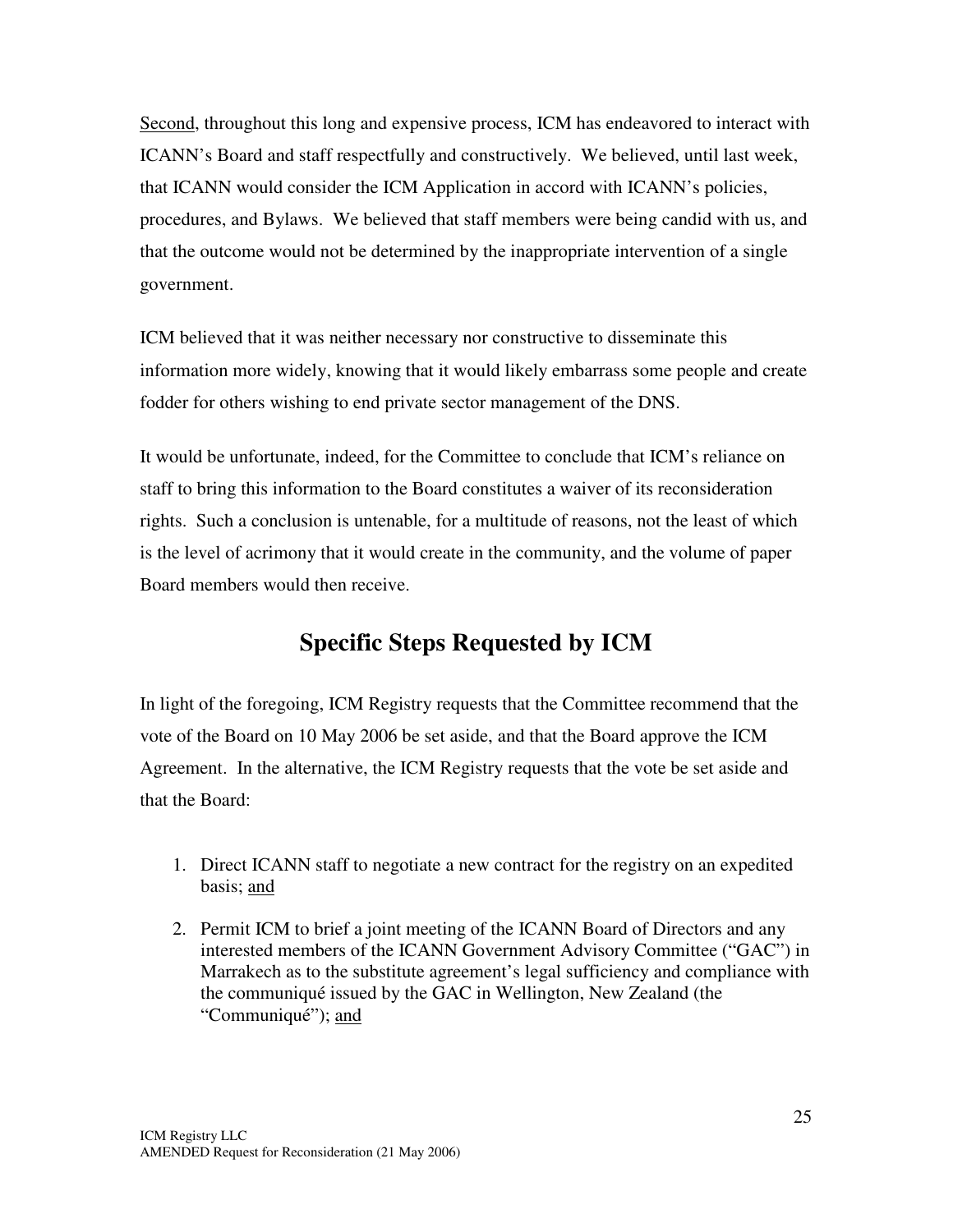<u>Second</u>, throughout this long and expensive process, ICM has endeavored to interact with ICANN's Board and staff respectfully and constructively. We believed, until last week, that ICANN would consider the ICM Application in accord with ICANN's policies, procedures, and Bylaws. We believed that staff members were being candid with us, and that the outcome would not be determined by the inappropriate intervention of a single government.

ICM believed that it was neither necessary nor constructive to disseminate this information more widely, knowing that it would likely embarrass some people and create fodder for others wishing to end private sector management of the DNS.

It would be unfortunate, indeed, for the Committee to conclude that ICM's reliance on staff to bring this information to the Board constitutes a waiver of its reconsideration rights. Such a conclusion is untenable, for a multitude of reasons, not the least of which is the level of acrimony that it would create in the community, and the volume of paper Board members would then receive.

## Specific Steps Requested by ICM

In light of the foregoing, ICM Registry requests that the Committee recommend that the vote of the Board on 10 May 2006 be set aside, and that the Board approve the ICM Agreement. In the alternative, the ICM Registry requests that the vote be set aside and that the Board:

1. Direct ICANN staff to negotiate a new contract for the registry on an expedited basis; <u>and</u>
2. Permit ICM to brief a joint meeting of the ICANN Board of Directors and any interested members of the ICANN Government Advisory Committee ("GAC") in Marrakech as to the substitute agreement's legal sufficiency and compliance with the communiqué issued by the GAC in Wellington, New Zealand (the "Communiqué"); <u>and</u>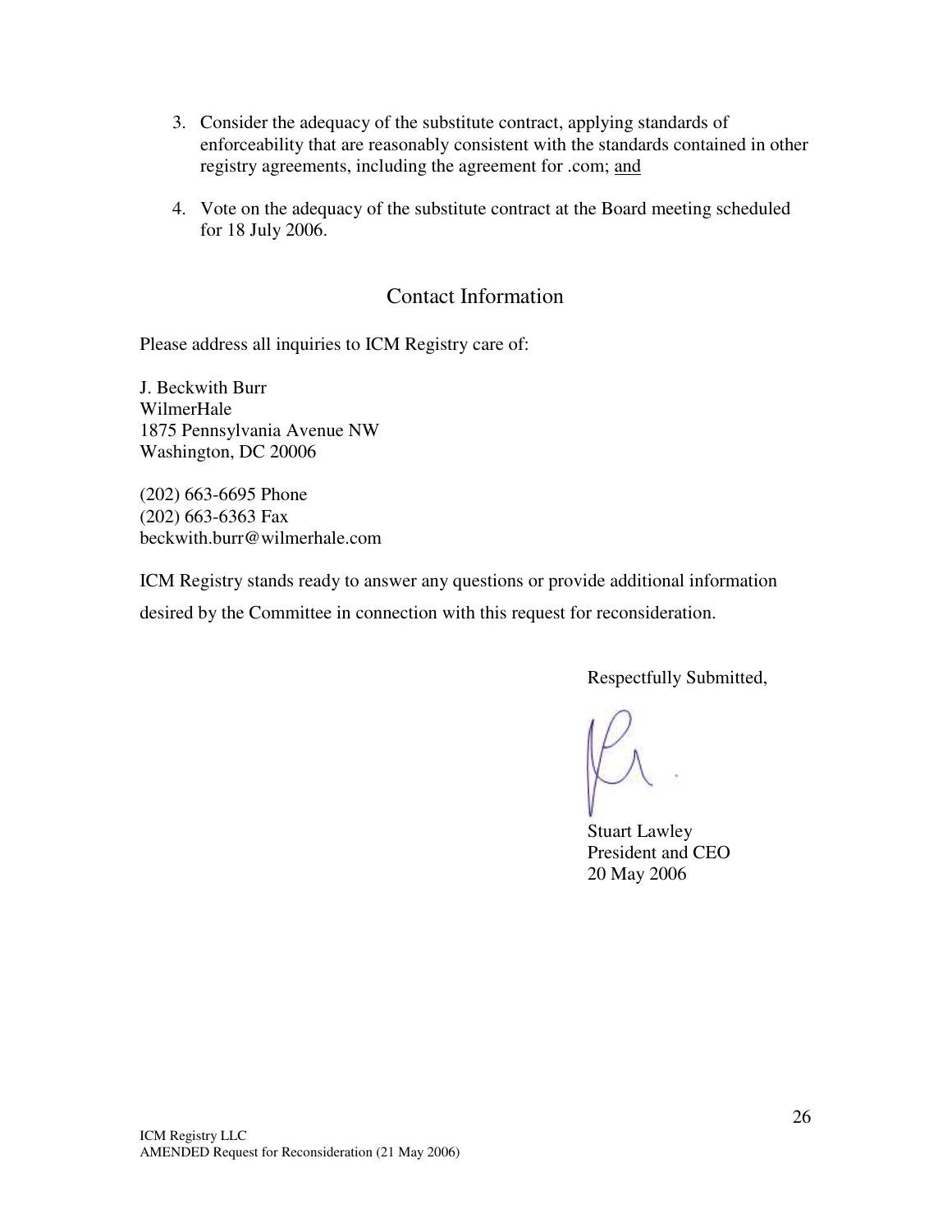3. Consider the adequacy of the substitute contract, applying standards of enforceability that are reasonably consistent with the standards contained in other registry agreements, including the agreement for .com; and

4. Vote on the adequacy of the substitute contract at the Board meeting scheduled for 18 July 2006.

## Contact Information

Please address all inquiries to ICM Registry care of:

J. Beckwith Burr  
WilmerHale  
1875 Pennsylvania Avenue NW  
Washington, DC 20006

(202) 663-6695 Phone  
(202) 663-6363 Fax  
beckwith.burr@wilmerhale.com

ICM Registry stands ready to answer any questions or provide additional information desired by the Committee in connection with this request for reconsideration.

Respectfully Submitted,

Stuart Lawley  
President and CEO  
20 May 2006